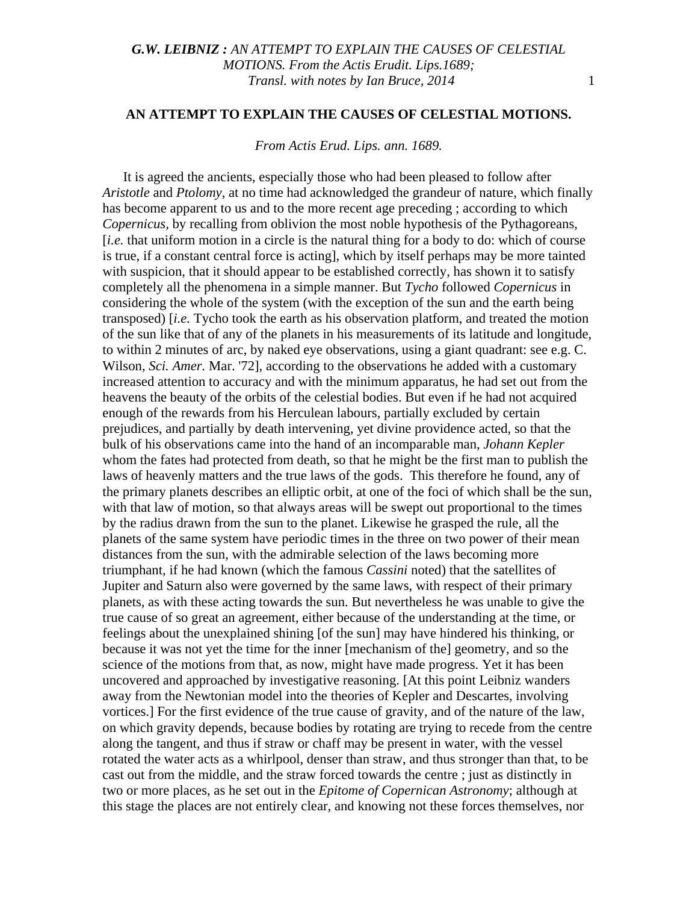## AN ATTEMPT TO EXPLAIN THE CAUSES OF CELESTIAL MOTIONS.

*From Actis Erud. Lips. ann. 1689.*

It is agreed the ancients, especially those who had been pleased to follow after *Aristotle* and *Ptolomy*, at no time had acknowledged the grandeur of nature, which finally has become apparent to us and to the more recent age preceding ; according to which *Copernicus*, by recalling from oblivion the most noble hypothesis of the Pythagoreans, [*i.e.* that uniform motion in a circle is the natural thing for a body to do: which of course is true, if a constant central force is acting], which by itself perhaps may be more tainted with suspicion, that it should appear to be established correctly, has shown it to satisfy completely all the phenomena in a simple manner. But *Tycho* followed *Copernicus* in considering the whole of the system (with the exception of the sun and the earth being transposed) [*i.e.* Tycho took the earth as his observation platform, and treated the motion of the sun like that of any of the planets in his measurements of its latitude and longitude, to within 2 minutes of arc, by naked eye observations, using a giant quadrant: see e.g. C. Wilson, *Sci. Amer.* Mar. '72], according to the observations he added with a customary increased attention to accuracy and with the minimum apparatus, he had set out from the heavens the beauty of the orbits of the celestial bodies. But even if he had not acquired enough of the rewards from his Herculean labours, partially excluded by certain prejudices, and partially by death intervening, yet divine providence acted, so that the bulk of his observations came into the hand of an incomparable man, *Johann Kepler* whom the fates had protected from death, so that he might be the first man to publish the laws of heavenly matters and the true laws of the gods. This therefore he found, any of the primary planets describes an elliptic orbit, at one of the foci of which shall be the sun, with that law of motion, so that always areas will be swept out proportional to the times by the radius drawn from the sun to the planet. Likewise he grasped the rule, all the planets of the same system have periodic times in the three on two power of their mean distances from the sun, with the admirable selection of the laws becoming more triumphant, if he had known (which the famous *Cassini* noted) that the satellites of Jupiter and Saturn also were governed by the same laws, with respect of their primary planets, as with these acting towards the sun. But nevertheless he was unable to give the true cause of so great an agreement, either because of the understanding at the time, or feelings about the unexplained shining [of the sun] may have hindered his thinking, or because it was not yet the time for the inner [mechanism of the] geometry, and so the science of the motions from that, as now, might have made progress. Yet it has been uncovered and approached by investigative reasoning. [At this point Leibniz wanders away from the Newtonian model into the theories of Kepler and Descartes, involving vortices.] For the first evidence of the true cause of gravity, and of the nature of the law, on which gravity depends, because bodies by rotating are trying to recede from the centre along the tangent, and thus if straw or chaff may be present in water, with the vessel rotated the water acts as a whirlpool, denser than straw, and thus stronger than that, to be cast out from the middle, and the straw forced towards the centre ; just as distinctly in two or more places, as he set out in the *Epitome of Copernican Astronomy*; although at this stage the places are not entirely clear, and knowing not these forces themselves, nor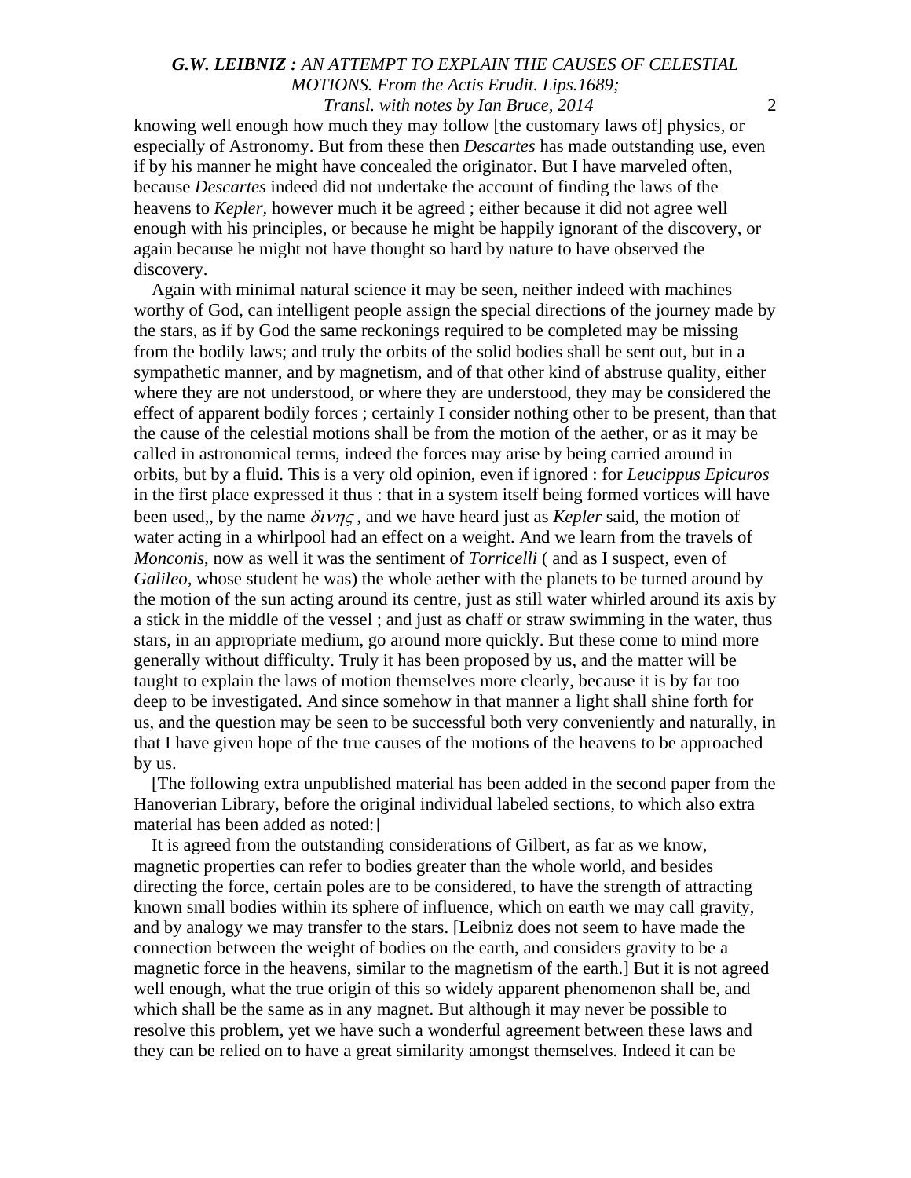knowing well enough how much they may follow [the customary laws of] physics, or especially of Astronomy. But from these then *Descartes* has made outstanding use, even if by his manner he might have concealed the originator. But I have marveled often, because *Descartes* indeed did not undertake the account of finding the laws of the heavens to *Kepler*, however much it be agreed ; either because it did not agree well enough with his principles, or because he might be happily ignorant of the discovery, or again because he might not have thought so hard by nature to have observed the discovery.

Again with minimal natural science it may be seen, neither indeed with machines worthy of God, can intelligent people assign the special directions of the journey made by the stars, as if by God the same reckonings required to be completed may be missing from the bodily laws; and truly the orbits of the solid bodies shall be sent out, but in a sympathetic manner, and by magnetism, and of that other kind of abstruse quality, either where they are not understood, or where they are understood, they may be considered the effect of apparent bodily forces ; certainly I consider nothing other to be present, than that the cause of the celestial motions shall be from the motion of the aether, or as it may be called in astronomical terms, indeed the forces may arise by being carried around in orbits, but by a fluid. This is a very old opinion, even if ignored : for *Leucippus Epicuros* in the first place expressed it thus : that in a system itself being formed vortices will have been used,, by the name $\delta\iota\nu\eta\varsigma$, and we have heard just as *Kepler* said, the motion of water acting in a whirlpool had an effect on a weight. And we learn from the travels of *Monconis*, now as well it was the sentiment of *Torricelli* ( and as I suspect, even of *Galileo*, whose student he was) the whole aether with the planets to be turned around by the motion of the sun acting around its centre, just as still water whirled around its axis by a stick in the middle of the vessel ; and just as chaff or straw swimming in the water, thus stars, in an appropriate medium, go around more quickly. But these come to mind more generally without difficulty. Truly it has been proposed by us, and the matter will be taught to explain the laws of motion themselves more clearly, because it is by far too deep to be investigated. And since somehow in that manner a light shall shine forth for us, and the question may be seen to be successful both very conveniently and naturally, in that I have given hope of the true causes of the motions of the heavens to be approached by us.

[The following extra unpublished material has been added in the second paper from the Hanoverian Library, before the original individual labeled sections, to which also extra material has been added as noted:]

It is agreed from the outstanding considerations of Gilbert, as far as we know, magnetic properties can refer to bodies greater than the whole world, and besides directing the force, certain poles are to be considered, to have the strength of attracting known small bodies within its sphere of influence, which on earth we may call gravity, and by analogy we may transfer to the stars. [Leibniz does not seem to have made the connection between the weight of bodies on the earth, and considers gravity to be a magnetic force in the heavens, similar to the magnetism of the earth.] But it is not agreed well enough, what the true origin of this so widely apparent phenomenon shall be, and which shall be the same as in any magnet. But although it may never be possible to resolve this problem, yet we have such a wonderful agreement between these laws and they can be relied on to have a great similarity amongst themselves. Indeed it can be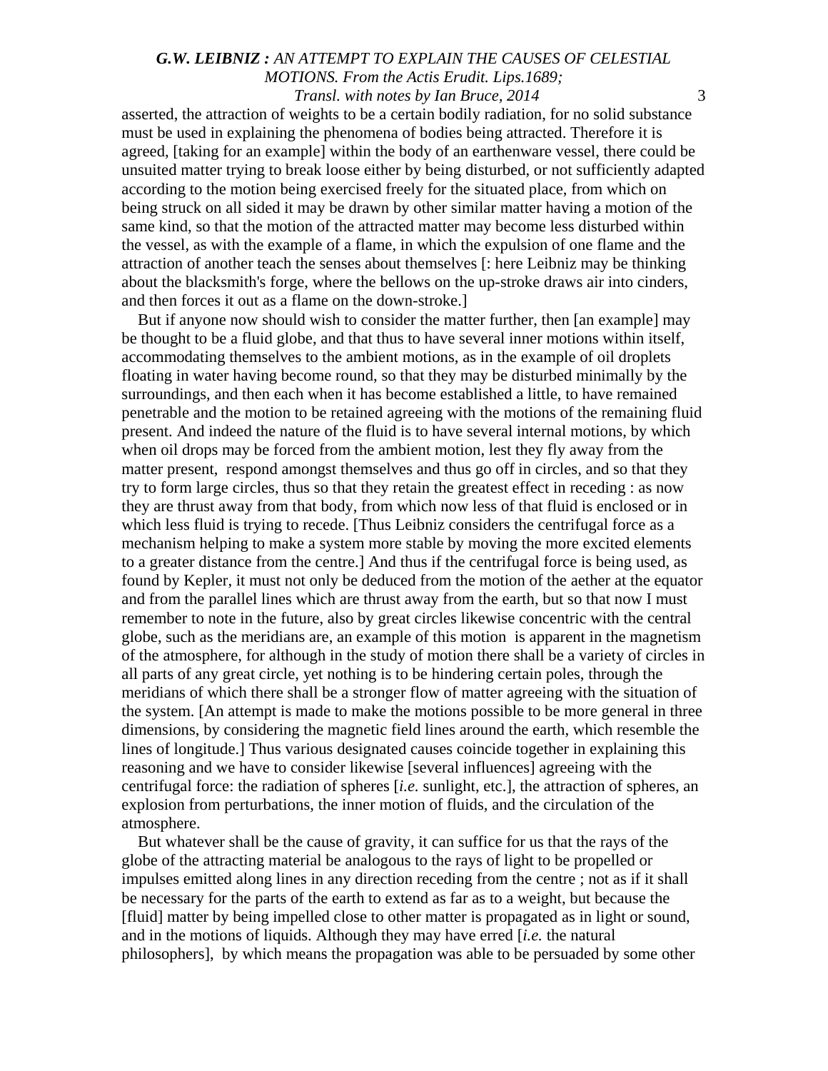asserted, the attraction of weights to be a certain bodily radiation, for no solid substance must be used in explaining the phenomena of bodies being attracted. Therefore it is agreed, [taking for an example] within the body of an earthenware vessel, there could be unsuited matter trying to break loose either by being disturbed, or not sufficiently adapted according to the motion being exercised freely for the situated place, from which on being struck on all sided it may be drawn by other similar matter having a motion of the same kind, so that the motion of the attracted matter may become less disturbed within the vessel, as with the example of a flame, in which the expulsion of one flame and the attraction of another teach the senses about themselves [: here Leibniz may be thinking about the blacksmith's forge, where the bellows on the up-stroke draws air into cinders, and then forces it out as a flame on the down-stroke.]

But if anyone now should wish to consider the matter further, then [an example] may be thought to be a fluid globe, and that thus to have several inner motions within itself, accommodating themselves to the ambient motions, as in the example of oil droplets floating in water having become round, so that they may be disturbed minimally by the surroundings, and then each when it has become established a little, to have remained penetrable and the motion to be retained agreeing with the motions of the remaining fluid present. And indeed the nature of the fluid is to have several internal motions, by which when oil drops may be forced from the ambient motion, lest they fly away from the matter present, respond amongst themselves and thus go off in circles, and so that they try to form large circles, thus so that they retain the greatest effect in receding : as now they are thrust away from that body, from which now less of that fluid is enclosed or in which less fluid is trying to recede. [Thus Leibniz considers the centrifugal force as a mechanism helping to make a system more stable by moving the more excited elements to a greater distance from the centre.] And thus if the centrifugal force is being used, as found by Kepler, it must not only be deduced from the motion of the aether at the equator and from the parallel lines which are thrust away from the earth, but so that now I must remember to note in the future, also by great circles likewise concentric with the central globe, such as the meridians are, an example of this motion is apparent in the magnetism of the atmosphere, for although in the study of motion there shall be a variety of circles in all parts of any great circle, yet nothing is to be hindering certain poles, through the meridians of which there shall be a stronger flow of matter agreeing with the situation of the system. [An attempt is made to make the motions possible to be more general in three dimensions, by considering the magnetic field lines around the earth, which resemble the lines of longitude.] Thus various designated causes coincide together in explaining this reasoning and we have to consider likewise [several influences] agreeing with the centrifugal force: the radiation of spheres [*i.e.* sunlight, etc.], the attraction of spheres, an explosion from perturbations, the inner motion of fluids, and the circulation of the atmosphere.

But whatever shall be the cause of gravity, it can suffice for us that the rays of the globe of the attracting material be analogous to the rays of light to be propelled or impulses emitted along lines in any direction receding from the centre ; not as if it shall be necessary for the parts of the earth to extend as far as to a weight, but because the [fluid] matter by being impelled close to other matter is propagated as in light or sound, and in the motions of liquids. Although they may have erred [*i.e.* the natural philosophers], by which means the propagation was able to be persuaded by some other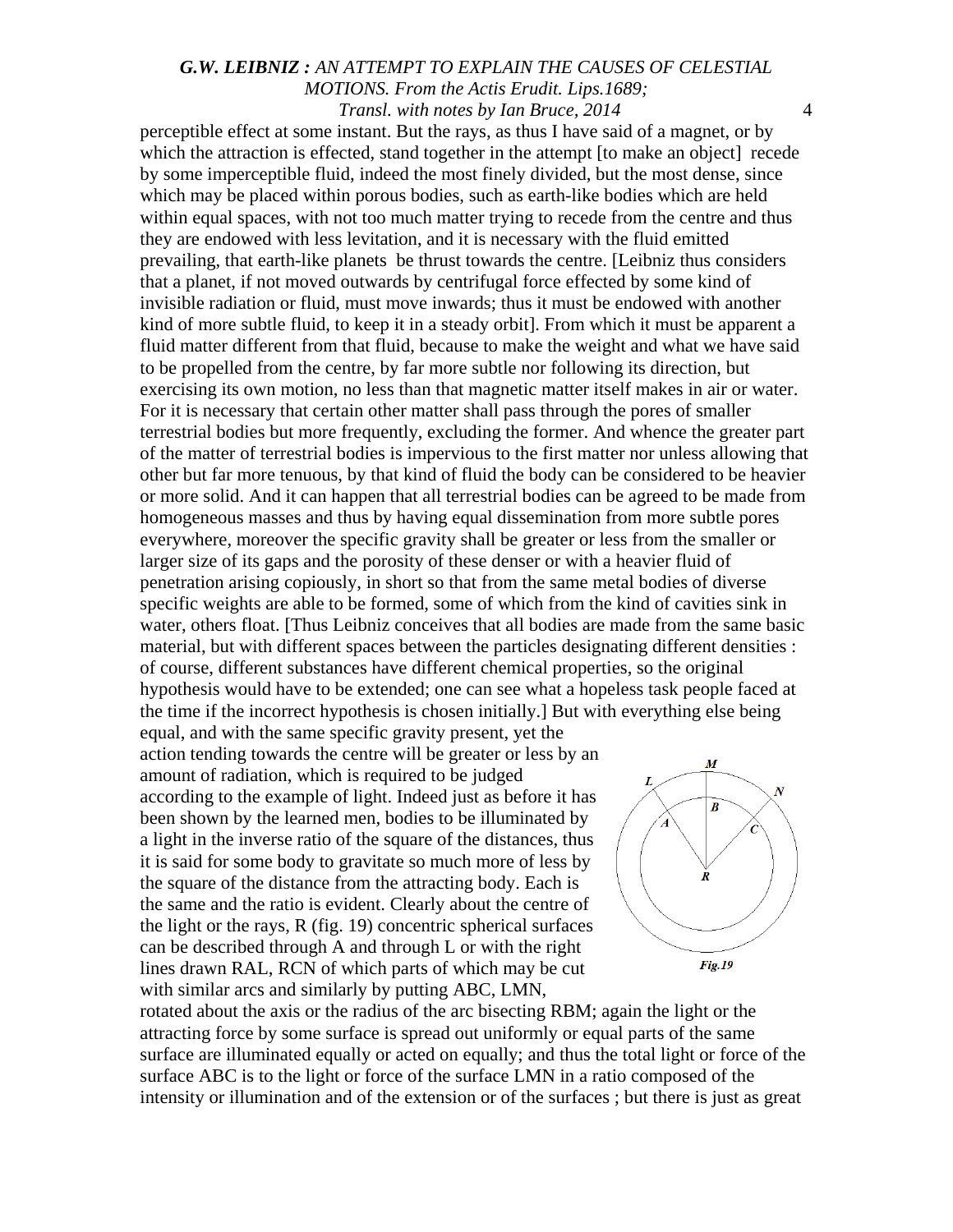perceptible effect at some instant. But the rays, as thus I have said of a magnet, or by which the attraction is effected, stand together in the attempt [to make an object] recede by some imperceptible fluid, indeed the most finely divided, but the most dense, since which may be placed within porous bodies, such as earth-like bodies which are held within equal spaces, with not too much matter trying to recede from the centre and thus they are endowed with less levitation, and it is necessary with the fluid emitted prevailing, that earth-like planets be thrust towards the centre. [Leibniz thus considers that a planet, if not moved outwards by centrifugal force effected by some kind of invisible radiation or fluid, must move inwards; thus it must be endowed with another kind of more subtle fluid, to keep it in a steady orbit]. From which it must be apparent a fluid matter different from that fluid, because to make the weight and what we have said to be propelled from the centre, by far more subtle nor following its direction, but exercising its own motion, no less than that magnetic matter itself makes in air or water. For it is necessary that certain other matter shall pass through the pores of smaller terrestrial bodies but more frequently, excluding the former. And whence the greater part of the matter of terrestrial bodies is impervious to the first matter nor unless allowing that other but far more tenuous, by that kind of fluid the body can be considered to be heavier or more solid. And it can happen that all terrestrial bodies can be agreed to be made from homogeneous masses and thus by having equal dissemination from more subtle pores everywhere, moreover the specific gravity shall be greater or less from the smaller or larger size of its gaps and the porosity of these denser or with a heavier fluid of penetration arising copiously, in short so that from the same metal bodies of diverse specific weights are able to be formed, some of which from the kind of cavities sink in water, others float. [Thus Leibniz conceives that all bodies are made from the same basic material, but with different spaces between the particles designating different densities : of course, different substances have different chemical properties, so the original hypothesis would have to be extended; one can see what a hopeless task people faced at the time if the incorrect hypothesis is chosen initially.] But with everything else being equal, and with the same specific gravity present, yet the action tending towards the centre will be greater or less by an amount of radiation, which is required to be judged according to the example of light. Indeed just as before it has been shown by the learned men, bodies to be illuminated by a light in the inverse ratio of the square of the distances, thus it is said for some body to gravitate so much more of less by the square of the distance from the attracting body. Each is the same and the ratio is evident. Clearly about the centre of the light or the rays, R (fig. 19) concentric spherical surfaces can be described through A and through L or with the right lines drawn RAL, RCN of which parts of which may be cut with similar arcs and similarly by putting ABC, LMN, rotated about the axis or the radius of the arc bisecting RBM; again the light or the attracting force by some surface is spread out uniformly or equal parts of the same surface are illuminated equally or acted on equally; and thus the total light or force of the surface ABC is to the light or force of the surface LMN in a ratio composed of the intensity or illumination and of the extension or of the surfaces ; but there is just as great

*Fig.19*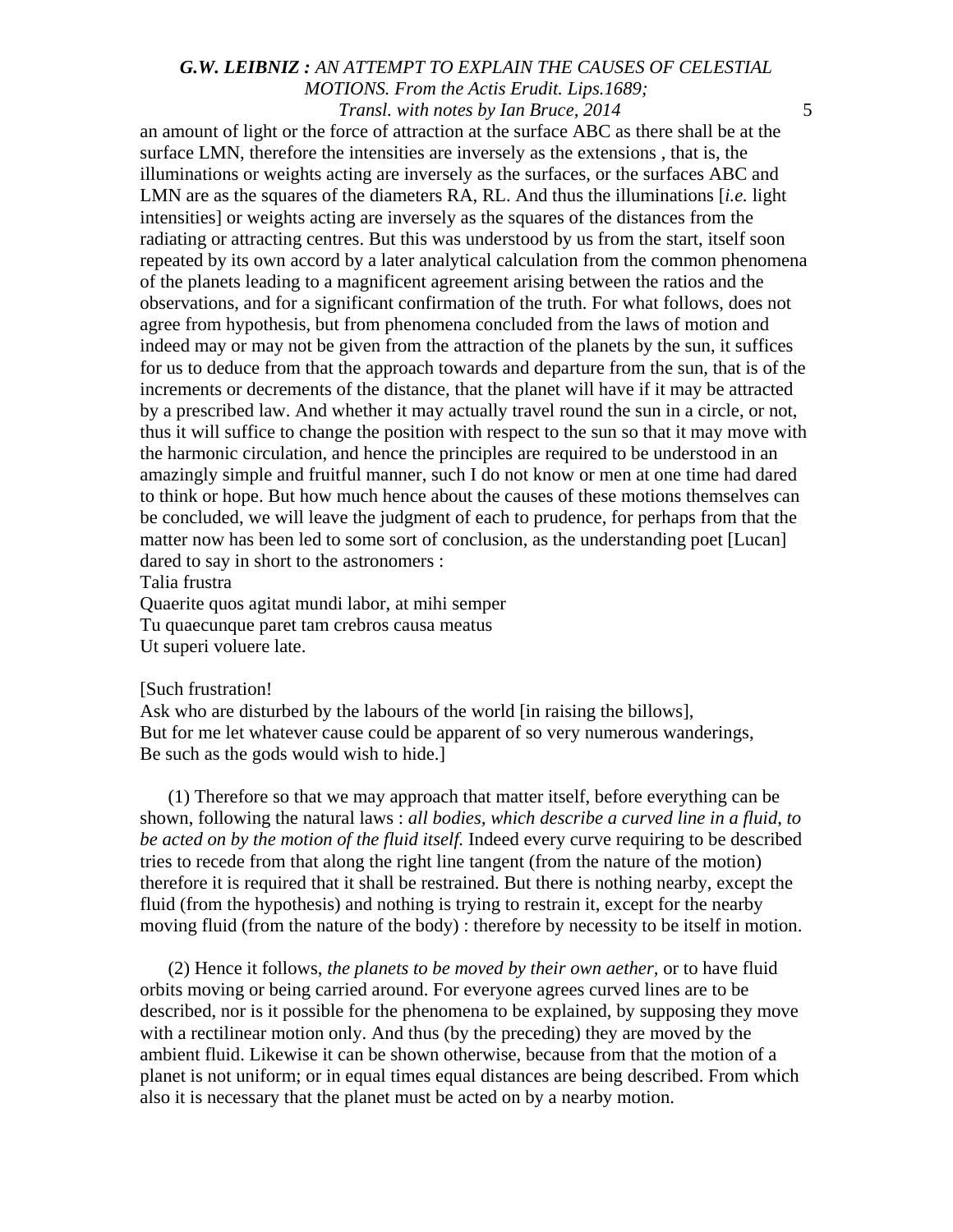an amount of light or the force of attraction at the surface ABC as there shall be at the surface LMN, therefore the intensities are inversely as the extensions , that is, the illuminations or weights acting are inversely as the surfaces, or the surfaces ABC and LMN are as the squares of the diameters RA, RL. And thus the illuminations [*i.e.* light intensities] or weights acting are inversely as the squares of the distances from the radiating or attracting centres. But this was understood by us from the start, itself soon repeated by its own accord by a later analytical calculation from the common phenomena of the planets leading to a magnificent agreement arising between the ratios and the observations, and for a significant confirmation of the truth. For what follows, does not agree from hypothesis, but from phenomena concluded from the laws of motion and indeed may or may not be given from the attraction of the planets by the sun, it suffices for us to deduce from that the approach towards and departure from the sun, that is of the increments or decrements of the distance, that the planet will have if it may be attracted by a prescribed law. And whether it may actually travel round the sun in a circle, or not, thus it will suffice to change the position with respect to the sun so that it may move with the harmonic circulation, and hence the principles are required to be understood in an amazingly simple and fruitful manner, such I do not know or men at one time had dared to think or hope. But how much hence about the causes of these motions themselves can be concluded, we will leave the judgment of each to prudence, for perhaps from that the matter now has been led to some sort of conclusion, as the understanding poet [Lucan] dared to say in short to the astronomers :

Talia frustra
Quaerite quos agitat mundi labor, at mihi semper
Tu quaecunque paret tam crebros causa meatus
Ut superi voluere late.

[Such frustration!
Ask who are disturbed by the labours of the world [in raising the billows],
But for me let whatever cause could be apparent of so very numerous wanderings,
Be such as the gods would wish to hide.]

(1) Therefore so that we may approach that matter itself, before everything can be shown, following the natural laws : *all bodies, which describe a curved line in a fluid, to be acted on by the motion of the fluid itself.* Indeed every curve requiring to be described tries to recede from that along the right line tangent (from the nature of the motion) therefore it is required that it shall be restrained. But there is nothing nearby, except the fluid (from the hypothesis) and nothing is trying to restrain it, except for the nearby moving fluid (from the nature of the body) : therefore by necessity to be itself in motion.

(2) Hence it follows, *the planets to be moved by their own aether,* or to have fluid orbits moving or being carried around. For everyone agrees curved lines are to be described, nor is it possible for the phenomena to be explained, by supposing they move with a rectilinear motion only. And thus (by the preceding) they are moved by the ambient fluid. Likewise it can be shown otherwise, because from that the motion of a planet is not uniform; or in equal times equal distances are being described. From which also it is necessary that the planet must be acted on by a nearby motion.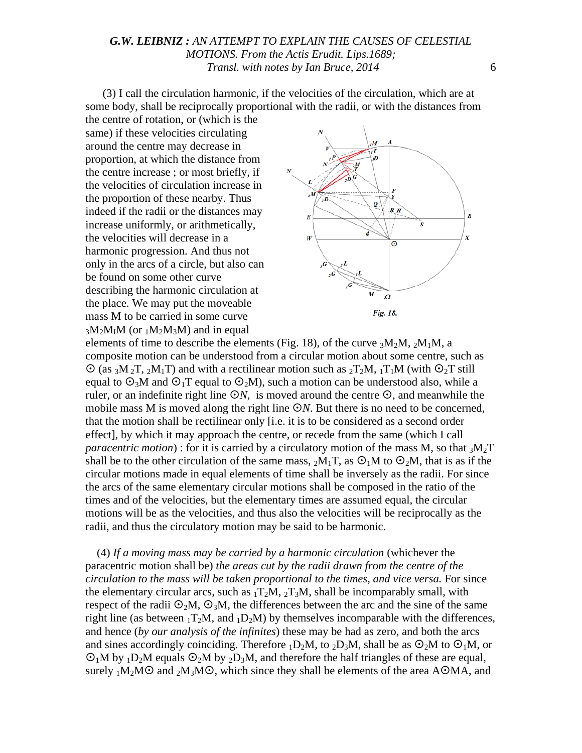(3) I call the circulation harmonic, if the velocities of the circulation, which are at some body, shall be reciprocally proportional with the radii, or with the distances from the centre of rotation, or (which is the same) if these velocities circulating around the centre may decrease in proportion, at which the distance from the centre increase ; or most briefly, if the velocities of circulation increase in the proportion of these nearby. Thus indeed if the radii or the distances may increase uniformly, or arithmetically, the velocities will decrease in a harmonic progression. And thus not only in the arcs of a circle, but also can be found on some other curve describing the harmonic circulation at the place. We may put the moveable mass M to be carried in some curve ${}_3M_2M_1M$ (or ${}_1M_2M_3M$) and in equal elements of time to describe the elements (Fig. 18), of the curve ${}_3M_2M$, ${}_2M_1M$, a composite motion can be understood from a circular motion about some centre, such as ⊙ (as ${}_3M\,{}_2T$, ${}_2M_1T$) and with a rectilinear motion such as ${}_2T_2M$, ${}_1T_1M$ (with ⊙${}_2T$ still equal to ⊙${}_3M$ and ⊙${}_1T$ equal to ⊙${}_2M$), such a motion can be understood also, while a ruler, or an indefinite right line ⊙*N*, is moved around the centre ⊙, and meanwhile the mobile mass M is moved along the right line ⊙*N*. But there is no need to be concerned, that the motion shall be rectilinear only [i.e. it is to be considered as a second order effect], by which it may approach the centre, or recede from the same (which I call *paracentric motion*) : for it is carried by a circulatory motion of the mass M, so that ${}_3M_2T$ shall be to the other circulation of the same mass, ${}_2M_1T$, as ⊙${}_1M$ to ⊙${}_2M$, that is as if the circular motions made in equal elements of time shall be inversely as the radii. For since the arcs of the same elementary circular motions shall be composed in the ratio of the times and of the velocities, but the elementary times are assumed equal, the circular motions will be as the velocities, and thus also the velocities will be reciprocally as the radii, and thus the circulatory motion may be said to be harmonic.

Fig. 18.

(4) *If a moving mass may be carried by a harmonic circulation* (whichever the paracentric motion shall be) *the areas cut by the radii drawn from the centre of the circulation to the mass will be taken proportional to the times, and vice versa.* For since the elementary circular arcs, such as ${}_1T_2M$, ${}_2T_3M$, shall be incomparably small, with respect of the radii ⊙${}_2M$, ⊙${}_3M$, the differences between the arc and the sine of the same right line (as between ${}_1T_2M$, and ${}_1D_2M$) by themselves incomparable with the differences, and hence (*by our analysis of the infinites*) these may be had as zero, and both the arcs and sines accordingly coinciding. Therefore ${}_1D_2M$, to ${}_2D_3M$, shall be as ⊙${}_2M$ to ⊙${}_1M$, or ⊙${}_1M$ by ${}_1D_2M$ equals ⊙${}_2M$ by ${}_2D_3M$, and therefore the half triangles of these are equal, surely ${}_1M_2M$⊙ and ${}_2M_3M$⊙, which since they shall be elements of the area A⊙MA, and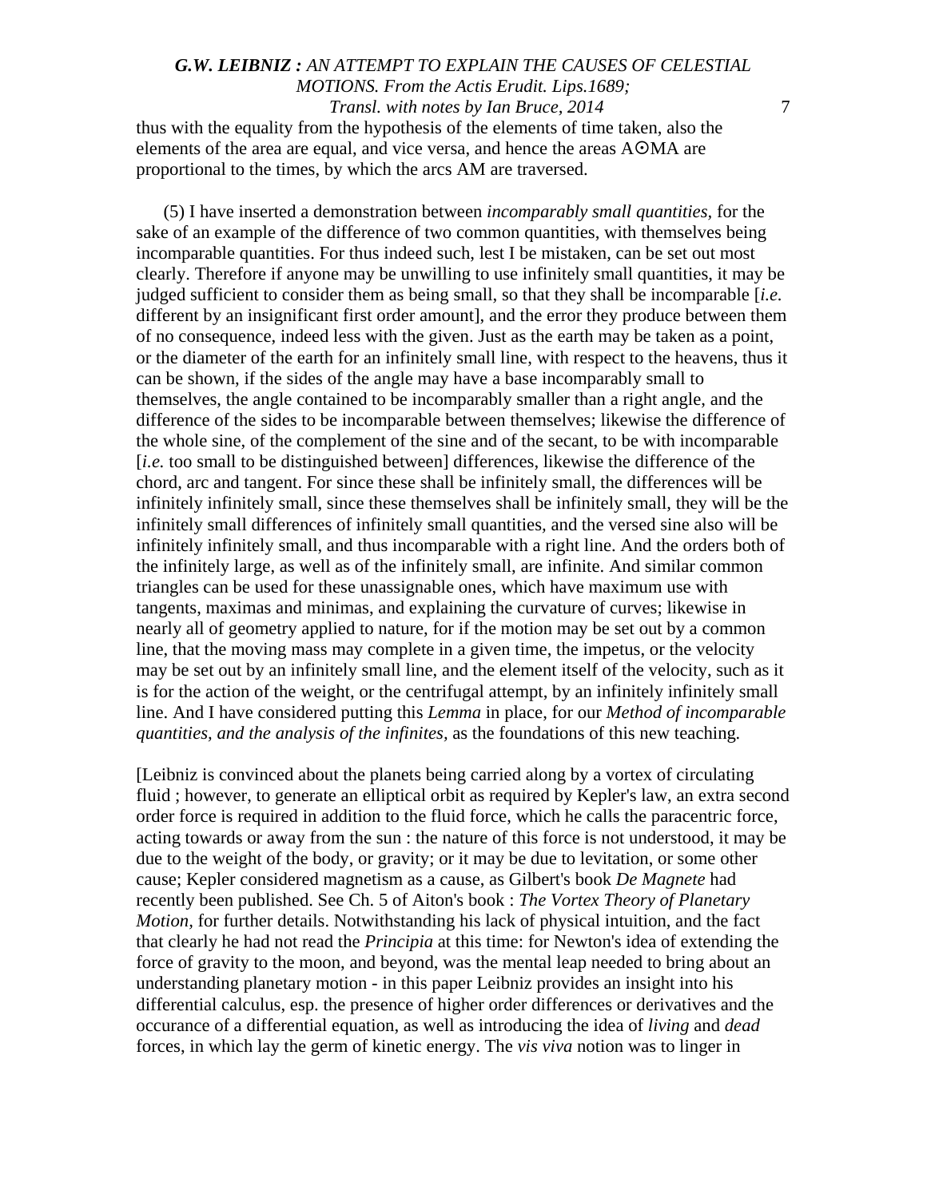thus with the equality from the hypothesis of the elements of time taken, also the elements of the area are equal, and vice versa, and hence the areas A⊙MA are proportional to the times, by which the arcs AM are traversed.

(5) I have inserted a demonstration between *incomparably small quantities*, for the sake of an example of the difference of two common quantities, with themselves being incomparable quantities. For thus indeed such, lest I be mistaken, can be set out most clearly. Therefore if anyone may be unwilling to use infinitely small quantities, it may be judged sufficient to consider them as being small, so that they shall be incomparable [*i.e.* different by an insignificant first order amount], and the error they produce between them of no consequence, indeed less with the given. Just as the earth may be taken as a point, or the diameter of the earth for an infinitely small line, with respect to the heavens, thus it can be shown, if the sides of the angle may have a base incomparably small to themselves, the angle contained to be incomparably smaller than a right angle, and the difference of the sides to be incomparable between themselves; likewise the difference of the whole sine, of the complement of the sine and of the secant, to be with incomparable [*i.e.* too small to be distinguished between] differences, likewise the difference of the chord, arc and tangent. For since these shall be infinitely small, the differences will be infinitely infinitely small, since these themselves shall be infinitely small, they will be the infinitely small differences of infinitely small quantities, and the versed sine also will be infinitely infinitely small, and thus incomparable with a right line. And the orders both of the infinitely large, as well as of the infinitely small, are infinite. And similar common triangles can be used for these unassignable ones, which have maximum use with tangents, maximas and minimas, and explaining the curvature of curves; likewise in nearly all of geometry applied to nature, for if the motion may be set out by a common line, that the moving mass may complete in a given time, the impetus, or the velocity may be set out by an infinitely small line, and the element itself of the velocity, such as it is for the action of the weight, or the centrifugal attempt, by an infinitely infinitely small line. And I have considered putting this *Lemma* in place, for our *Method of incomparable quantities, and the analysis of the infinites*, as the foundations of this new teaching.

[Leibniz is convinced about the planets being carried along by a vortex of circulating fluid ; however, to generate an elliptical orbit as required by Kepler's law, an extra second order force is required in addition to the fluid force, which he calls the paracentric force, acting towards or away from the sun : the nature of this force is not understood, it may be due to the weight of the body, or gravity; or it may be due to levitation, or some other cause; Kepler considered magnetism as a cause, as Gilbert's book *De Magnete* had recently been published. See Ch. 5 of Aiton's book : *The Vortex Theory of Planetary Motion*, for further details. Notwithstanding his lack of physical intuition, and the fact that clearly he had not read the *Principia* at this time: for Newton's idea of extending the force of gravity to the moon, and beyond, was the mental leap needed to bring about an understanding planetary motion - in this paper Leibniz provides an insight into his differential calculus, esp. the presence of higher order differences or derivatives and the occurance of a differential equation, as well as introducing the idea of *living* and *dead* forces, in which lay the germ of kinetic energy. The *vis viva* notion was to linger in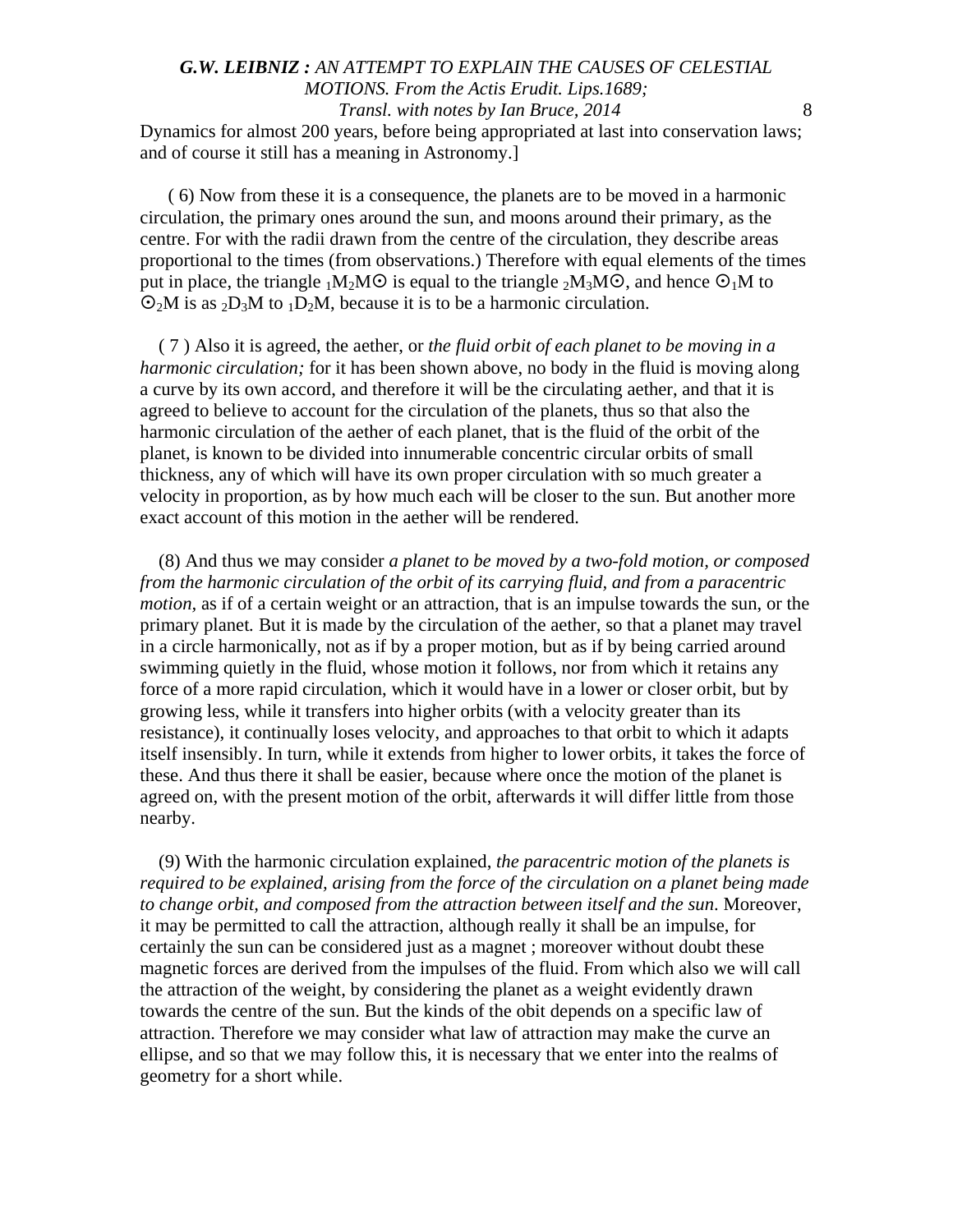Dynamics for almost 200 years, before being appropriated at last into conservation laws; and of course it still has a meaning in Astronomy.]

(6) Now from these it is a consequence, the planets are to be moved in a harmonic circulation, the primary ones around the sun, and moons around their primary, as the centre. For with the radii drawn from the centre of the circulation, they describe areas proportional to the times (from observations.) Therefore with equal elements of the times put in place, the triangle ${}_1M_2M\odot$ is equal to the triangle ${}_2M_3M\odot$, and hence $\odot_1M$ to $\odot_2M$ is as ${}_2D_3M$ to ${}_1D_2M$, because it is to be a harmonic circulation.

(7) Also it is agreed, the aether, or *the fluid orbit of each planet to be moving in a harmonic circulation;* for it has been shown above, no body in the fluid is moving along a curve by its own accord, and therefore it will be the circulating aether, and that it is agreed to believe to account for the circulation of the planets, thus so that also the harmonic circulation of the aether of each planet, that is the fluid of the orbit of the planet, is known to be divided into innumerable concentric circular orbits of small thickness, any of which will have its own proper circulation with so much greater a velocity in proportion, as by how much each will be closer to the sun. But another more exact account of this motion in the aether will be rendered.

(8) And thus we may consider *a planet to be moved by a two-fold motion, or composed from the harmonic circulation of the orbit of its carrying fluid, and from a paracentric motion,* as if of a certain weight or an attraction, that is an impulse towards the sun, or the primary planet. But it is made by the circulation of the aether, so that a planet may travel in a circle harmonically, not as if by a proper motion, but as if by being carried around swimming quietly in the fluid, whose motion it follows, nor from which it retains any force of a more rapid circulation, which it would have in a lower or closer orbit, but by growing less, while it transfers into higher orbits (with a velocity greater than its resistance), it continually loses velocity, and approaches to that orbit to which it adapts itself insensibly. In turn, while it extends from higher to lower orbits, it takes the force of these. And thus there it shall be easier, because where once the motion of the planet is agreed on, with the present motion of the orbit, afterwards it will differ little from those nearby.

(9) With the harmonic circulation explained, *the paracentric motion of the planets is required to be explained, arising from the force of the circulation on a planet being made to change orbit, and composed from the attraction between itself and the sun*. Moreover, it may be permitted to call the attraction, although really it shall be an impulse, for certainly the sun can be considered just as a magnet ; moreover without doubt these magnetic forces are derived from the impulses of the fluid. From which also we will call the attraction of the weight, by considering the planet as a weight evidently drawn towards the centre of the sun. But the kinds of the obit depends on a specific law of attraction. Therefore we may consider what law of attraction may make the curve an ellipse, and so that we may follow this, it is necessary that we enter into the realms of geometry for a short while.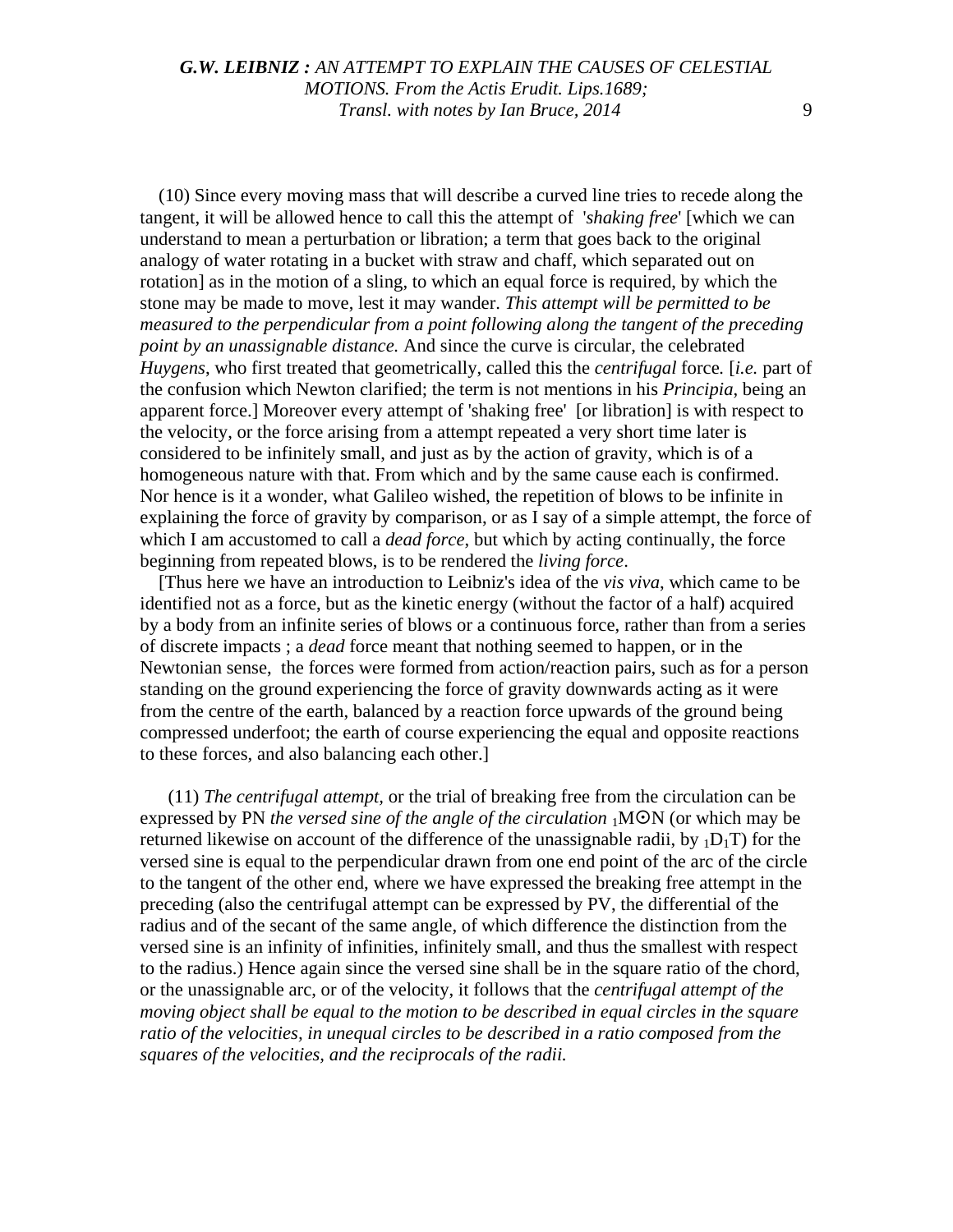(10) Since every moving mass that will describe a curved line tries to recede along the tangent, it will be allowed hence to call this the attempt of '*shaking free*' [which we can understand to mean a perturbation or libration; a term that goes back to the original analogy of water rotating in a bucket with straw and chaff, which separated out on rotation] as in the motion of a sling, to which an equal force is required, by which the stone may be made to move, lest it may wander. *This attempt will be permitted to be measured to the perpendicular from a point following along the tangent of the preceding point by an unassignable distance.* And since the curve is circular, the celebrated *Huygens*, who first treated that geometrically, called this the *centrifugal* force. [*i.e.* part of the confusion which Newton clarified; the term is not mentions in his *Principia*, being an apparent force.] Moreover every attempt of 'shaking free' [or libration] is with respect to the velocity, or the force arising from a attempt repeated a very short time later is considered to be infinitely small, and just as by the action of gravity, which is of a homogeneous nature with that. From which and by the same cause each is confirmed. Nor hence is it a wonder, what Galileo wished, the repetition of blows to be infinite in explaining the force of gravity by comparison, or as I say of a simple attempt, the force of which I am accustomed to call a *dead force*, but which by acting continually, the force beginning from repeated blows, is to be rendered the *living force*.

[Thus here we have an introduction to Leibniz's idea of the *vis viva*, which came to be identified not as a force, but as the kinetic energy (without the factor of a half) acquired by a body from an infinite series of blows or a continuous force, rather than from a series of discrete impacts ; a *dead* force meant that nothing seemed to happen, or in the Newtonian sense, the forces were formed from action/reaction pairs, such as for a person standing on the ground experiencing the force of gravity downwards acting as it were from the centre of the earth, balanced by a reaction force upwards of the ground being compressed underfoot; the earth of course experiencing the equal and opposite reactions to these forces, and also balancing each other.]

(11) *The centrifugal attempt*, or the trial of breaking free from the circulation can be expressed by PN *the versed sine of the angle of the circulation* ${}_1M\odot N$ (or which may be returned likewise on account of the difference of the unassignable radii, by ${}_1D_1T$) for the versed sine is equal to the perpendicular drawn from one end point of the arc of the circle to the tangent of the other end, where we have expressed the breaking free attempt in the preceding (also the centrifugal attempt can be expressed by PV, the differential of the radius and of the secant of the same angle, of which difference the distinction from the versed sine is an infinity of infinities, infinitely small, and thus the smallest with respect to the radius.) Hence again since the versed sine shall be in the square ratio of the chord, or the unassignable arc, or of the velocity, it follows that the *centrifugal attempt of the moving object shall be equal to the motion to be described in equal circles in the square ratio of the velocities, in unequal circles to be described in a ratio composed from the squares of the velocities, and the reciprocals of the radii.*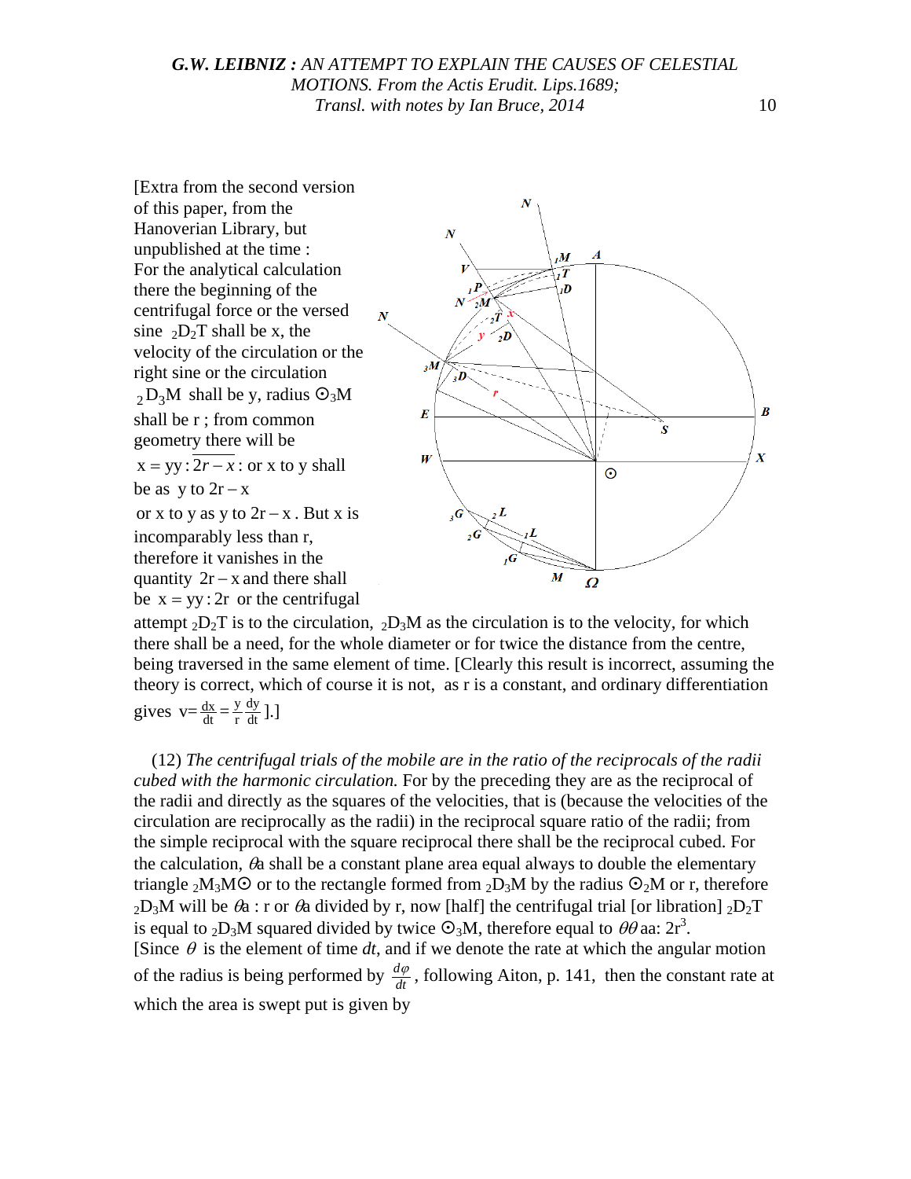[Extra from the second version of this paper, from the Hanoverian Library, but unpublished at the time : For the analytical calculation there the beginning of the centrifugal force or the versed sine ${}_2D_2T$ shall be x, the velocity of the circulation or the right sine or the circulation ${}_2D_3M$ shall be y, radius $\odot_3M$ shall be r ; from common geometry there will be $x = yy : \overline{2r - x}$ : or x to y shall be as y to $2r - x$ or x to y as y to $2r - x$. But x is incomparably less than r, therefore it vanishes in the quantity $2r - x$ and there shall be $x = yy : 2r$ or the centrifugal attempt ${}_2D_2T$ is to the circulation, ${}_2D_3M$ as the circulation is to the velocity, for which there shall be a need, for the whole diameter or for twice the distance from the centre, being traversed in the same element of time. [Clearly this result is incorrect, assuming the theory is correct, which of course it is not, as r is a constant, and ordinary differentiation gives $v = \frac{dx}{dt} = \frac{y}{r}\frac{dy}{dt}$ ].]

(12) *The centrifugal trials of the mobile are in the ratio of the reciprocals of the radii cubed with the harmonic circulation.* For by the preceding they are as the reciprocal of the radii and directly as the squares of the velocities, that is (because the velocities of the circulation are reciprocally as the radii) in the reciprocal square ratio of the radii; from the simple reciprocal with the square reciprocal there shall be the reciprocal cubed. For the calculation, $\theta a$ shall be a constant plane area equal always to double the elementary triangle ${}_2M_3M\odot$ or to the rectangle formed from ${}_2D_3M$ by the radius $\odot_2M$ or r, therefore ${}_2D_3M$ will be $\theta a : r$ or $\theta a$ divided by r, now [half] the centrifugal trial [or libration] ${}_2D_2T$ is equal to ${}_2D_3M$ squared divided by twice $\odot_3M$, therefore equal to $\theta\theta aa : 2r^3$.
[Since $\theta$ is the element of time *dt*, and if we denote the rate at which the angular motion of the radius is being performed by $\frac{d\varphi}{dt}$, following Aiton, p. 141, then the constant rate at which the area is swept put is given by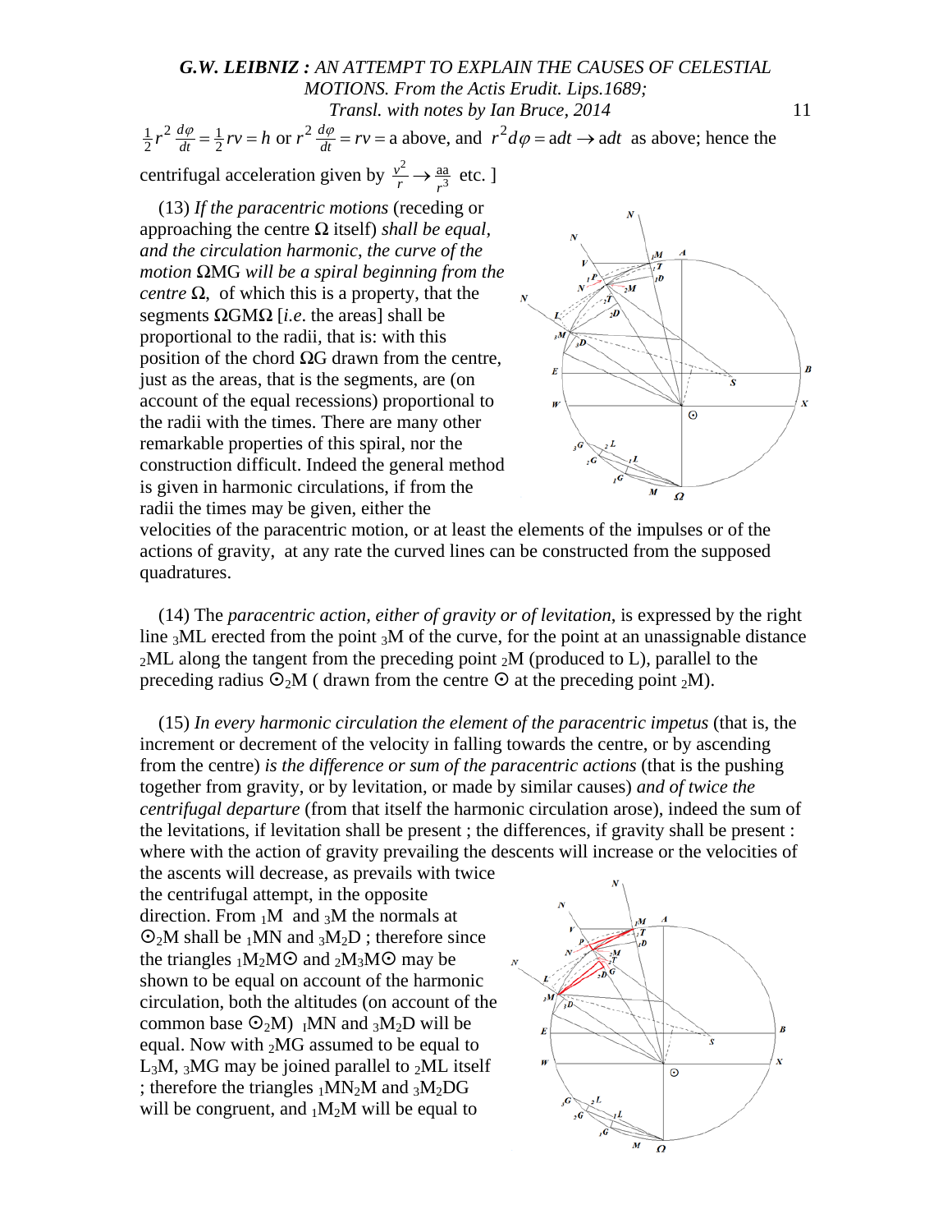$\frac{1}{2}r^2\frac{d\varphi}{dt} = \frac{1}{2}rv = h$ or $r^2\frac{d\varphi}{dt} = rv = \text{a}$ above, and $r^2 d\varphi = \text{a}dt \rightarrow \text{a}dt$ as above; hence the centrifugal acceleration given by $\frac{v^2}{r} \rightarrow \frac{\text{aa}}{r^3}$ etc. ]

(13) *If the paracentric motions* (receding or approaching the centre Ω itself) *shall be equal, and the circulation harmonic, the curve of the motion* ΩMG *will be a spiral beginning from the centre* Ω, of which this is a property, that the segments ΩGMΩ [*i.e.* the areas] shall be proportional to the radii, that is: with this position of the chord ΩG drawn from the centre, just as the areas, that is the segments, are (on account of the equal recessions) proportional to the radii with the times. There are many other remarkable properties of this spiral, nor the construction difficult. Indeed the general method is given in harmonic circulations, if from the radii the times may be given, either the velocities of the paracentric motion, or at least the elements of the impulses or of the actions of gravity, at any rate the curved lines can be constructed from the supposed quadratures.

(14) The *paracentric action, either of gravity or of levitation*, is expressed by the right line ${}_3$ML erected from the point ${}_3$M of the curve, for the point at an unassignable distance ${}_2$ML along the tangent from the preceding point ${}_2$M (produced to L), parallel to the preceding radius ⊙${}_2$M ( drawn from the centre ⊙ at the preceding point ${}_2$M).

(15) *In every harmonic circulation the element of the paracentric impetus* (that is, the increment or decrement of the velocity in falling towards the centre, or by ascending from the centre) *is the difference or sum of the paracentric actions* (that is the pushing together from gravity, or by levitation, or made by similar causes) *and of twice the centrifugal departure* (from that itself the harmonic circulation arose), indeed the sum of the levitations, if levitation shall be present ; the differences, if gravity shall be present : where with the action of gravity prevailing the descents will increase or the velocities of the ascents will decrease, as prevails with twice the centrifugal attempt, in the opposite direction. From ${}_1$M and ${}_3$M the normals at ⊙${}_2$M shall be ${}_1$MN and ${}_3$M${}_2$D ; therefore since the triangles ${}_1$M${}_2$M⊙ and ${}_2$M${}_3$M⊙ may be shown to be equal on account of the harmonic circulation, both the altitudes (on account of the common base ⊙${}_2$M) ${}_1$MN and ${}_3$M${}_2$D will be equal. Now with ${}_2$MG assumed to be equal to L${}_3$M, ${}_3$MG may be joined parallel to ${}_2$ML itself ; therefore the triangles ${}_1$MN${}_2$M and ${}_3$M${}_2$DG will be congruent, and ${}_1$M${}_2$M will be equal to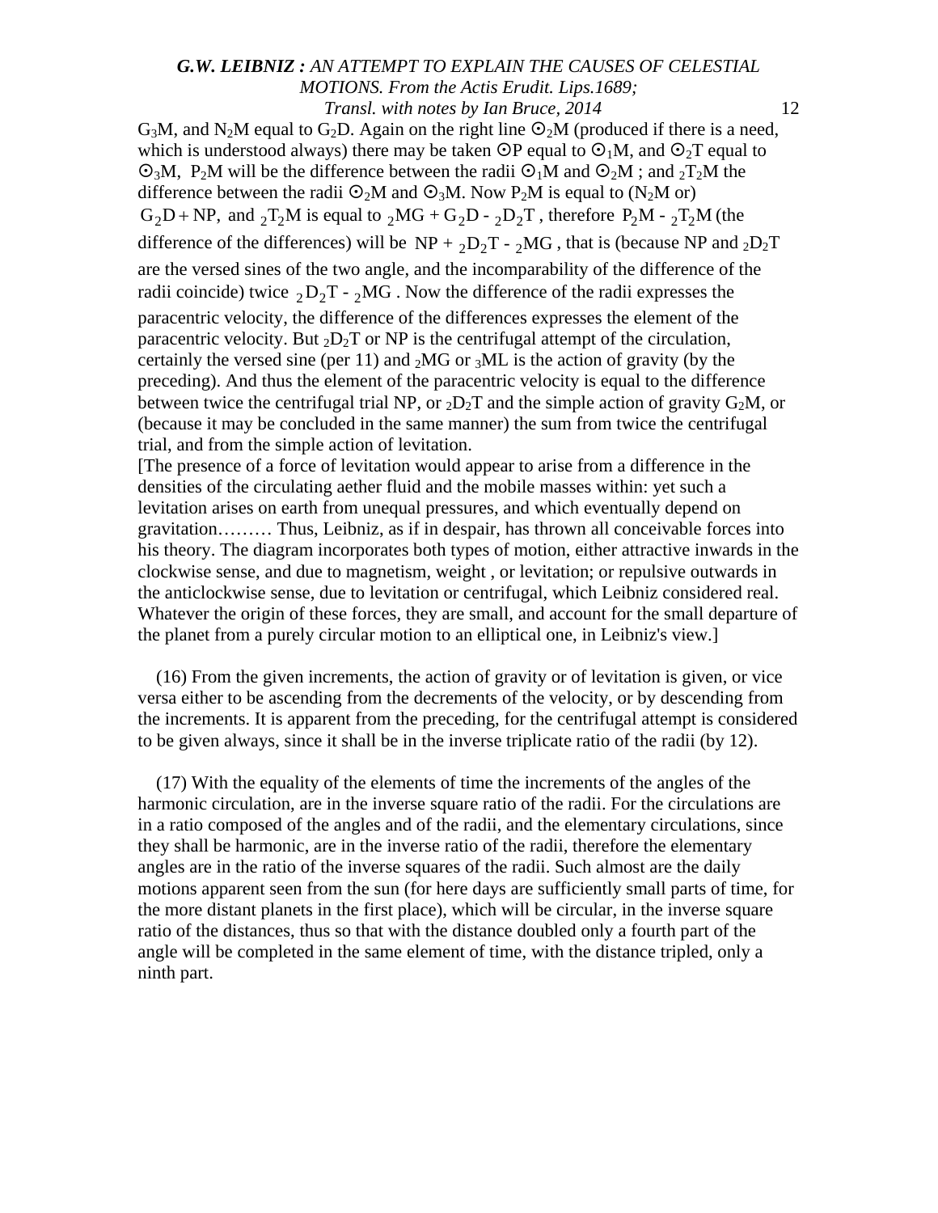$G_3M$, and $N_2M$ equal to $G_2D$. Again on the right line $\odot_2M$ (produced if there is a need, which is understood always) there may be taken $\odot P$ equal to $\odot_1M$, and $\odot_2T$ equal to $\odot_3M$, $P_2M$ will be the difference between the radii $\odot_1M$ and $\odot_2M$ ; and ${}_2T_2M$ the difference between the radii $\odot_2M$ and $\odot_3M$. Now $P_2M$ is equal to ($N_2M$ or) $G_2D + NP$, and ${}_2T_2M$ is equal to ${}_2MG + G_2D - {}_2D_2T$ , therefore $P_2M - {}_2T_2M$ (the difference of the differences) will be $NP + {}_2D_2T - {}_2MG$ , that is (because NP and ${}_2D_2T$ are the versed sines of the two angle, and the incomparability of the difference of the radii coincide) twice ${}_2D_2T - {}_2MG$ . Now the difference of the radii expresses the paracentric velocity, the difference of the differences expresses the element of the paracentric velocity. But ${}_2D_2T$ or NP is the centrifugal attempt of the circulation, certainly the versed sine (per 11) and ${}_2MG$ or ${}_3ML$ is the action of gravity (by the preceding). And thus the element of the paracentric velocity is equal to the difference between twice the centrifugal trial NP, or ${}_2D_2T$ and the simple action of gravity $G_2M$, or (because it may be concluded in the same manner) the sum from twice the centrifugal trial, and from the simple action of levitation.

[The presence of a force of levitation would appear to arise from a difference in the densities of the circulating aether fluid and the mobile masses within: yet such a levitation arises on earth from unequal pressures, and which eventually depend on gravitation……… Thus, Leibniz, as if in despair, has thrown all conceivable forces into his theory. The diagram incorporates both types of motion, either attractive inwards in the clockwise sense, and due to magnetism, weight , or levitation; or repulsive outwards in the anticlockwise sense, due to levitation or centrifugal, which Leibniz considered real. Whatever the origin of these forces, they are small, and account for the small departure of the planet from a purely circular motion to an elliptical one, in Leibniz's view.]

(16) From the given increments, the action of gravity or of levitation is given, or vice versa either to be ascending from the decrements of the velocity, or by descending from the increments. It is apparent from the preceding, for the centrifugal attempt is considered to be given always, since it shall be in the inverse triplicate ratio of the radii (by 12).

(17) With the equality of the elements of time the increments of the angles of the harmonic circulation, are in the inverse square ratio of the radii. For the circulations are in a ratio composed of the angles and of the radii, and the elementary circulations, since they shall be harmonic, are in the inverse ratio of the radii, therefore the elementary angles are in the ratio of the inverse squares of the radii. Such almost are the daily motions apparent seen from the sun (for here days are sufficiently small parts of time, for the more distant planets in the first place), which will be circular, in the inverse square ratio of the distances, thus so that with the distance doubled only a fourth part of the angle will be completed in the same element of time, with the distance tripled, only a ninth part.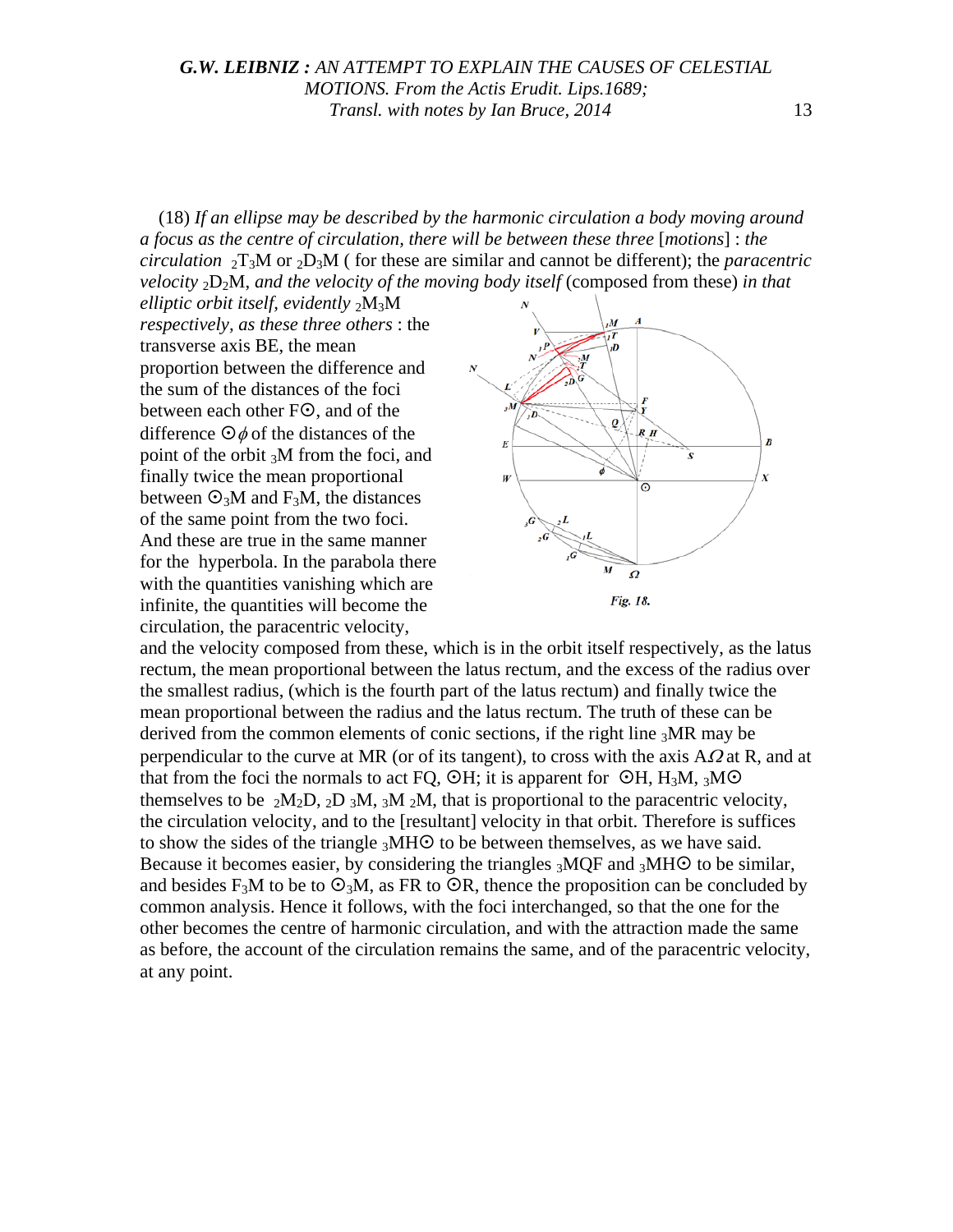(18) *If an ellipse may be described by the harmonic circulation a body moving around a focus as the centre of circulation, there will be between these three* [*motions*] : *the circulation* ${}_2T_3M$ or ${}_2D_3M$ ( for these are similar and cannot be different); the *paracentric velocity* ${}_2D_2M$, *and the velocity of the moving body itself* (composed from these) *in that elliptic orbit itself, evidently* ${}_2M_3M$ *respectively, as these three others* : the transverse axis BE, the mean proportion between the difference and the sum of the distances of the foci between each other F⊙, and of the difference ⊙$\phi$ of the distances of the point of the orbit ${}_3M$ from the foci, and finally twice the mean proportional between ⊙${}_3M$ and $F_3M$, the distances of the same point from the two foci. And these are true in the same manner for the hyperbola. In the parabola there with the quantities vanishing which are infinite, the quantities will become the circulation, the paracentric velocity, and the velocity composed from these, which is in the orbit itself respectively, as the latus rectum, the mean proportional between the latus rectum, and the excess of the radius over the smallest radius, (which is the fourth part of the latus rectum) and finally twice the mean proportional between the radius and the latus rectum. The truth of these can be derived from the common elements of conic sections, if the right line ${}_3MR$ may be perpendicular to the curve at MR (or of its tangent), to cross with the axis A$\Omega$ at R, and at that from the foci the normals to act FQ, ⊙H; it is apparent for ⊙H, $H_3M$, ${}_3M$⊙ themselves to be ${}_2M_2D$, ${}_2D\,{}_3M$, ${}_3M\,{}_2M$, that is proportional to the paracentric velocity, the circulation velocity, and to the [resultant] velocity in that orbit. Therefore is suffices to show the sides of the triangle ${}_3MH$⊙ to be between themselves, as we have said. Because it becomes easier, by considering the triangles ${}_3MQF$ and ${}_3MH$⊙ to be similar, and besides $F_3M$ to be to ⊙${}_3M$, as FR to ⊙R, thence the proposition can be concluded by common analysis. Hence it follows, with the foci interchanged, so that the one for the other becomes the centre of harmonic circulation, and with the attraction made the same as before, the account of the circulation remains the same, and of the paracentric velocity, at any point.

Fig. 18.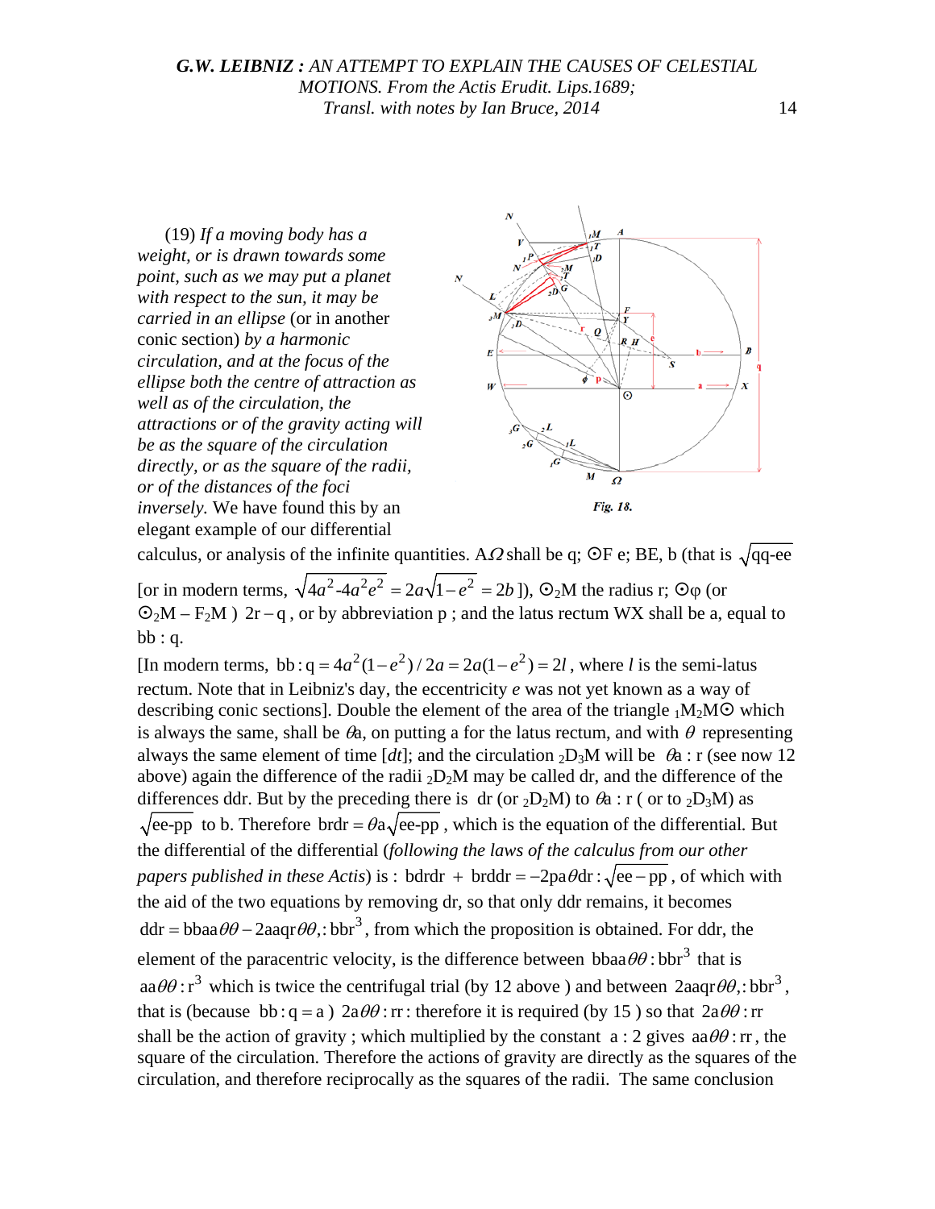(19) *If a moving body has a weight, or is drawn towards some point, such as we may put a planet with respect to the sun, it may be carried in an ellipse* (or in another conic section) *by a harmonic circulation, and at the focus of the ellipse both the centre of attraction as well as of the circulation, the attractions or of the gravity acting will be as the square of the circulation directly, or as the square of the radii, or of the distances of the foci inversely.* We have found this by an elegant example of our differential calculus, or analysis of the infinite quantities. A$\Omega$ shall be q; ⊙F e; BE, b (that is $\sqrt{\text{qq-ee}}$ [or in modern terms, $\sqrt{4a^2\text{-}4a^2e^2} = 2a\sqrt{1-e^2} = 2b$ ]), ⊙$_2$M the radius r; ⊙φ (or ⊙$_2$M – F$_2$M ) 2r – q , or by abbreviation p ; and the latus rectum WX shall be a, equal to bb : q.

[In modern terms, $\text{bb}:\text{q} = 4a^2(1-e^2)/2a = 2a(1-e^2) = 2l$ , where $l$ is the semi-latus rectum. Note that in Leibniz's day, the eccentricity $e$ was not yet known as a way of describing conic sections]. Double the element of the area of the triangle $_1$M$_2$M⊙ which is always the same, shall be $\theta$a, on putting a for the latus rectum, and with $\theta$ representing always the same element of time [$dt$]; and the circulation $_2$D$_3$M will be $\theta$a : r (see now 12 above) again the difference of the radii $_2$D$_2$M may be called dr, and the difference of the differences ddr. But by the preceding there is dr (or $_2$D$_2$M) to $\theta$a : r ( or to $_2$D$_3$M) as $\sqrt{\text{ee-pp}}$ to b. Therefore $\text{brdr} = \theta\text{a}\sqrt{\text{ee-pp}}$ , which is the equation of the differential. But the differential of the differential (*following the laws of the calculus from our other papers published in these Actis*) is : $\text{bdrdr} + \text{brddr} = -2\text{pa}\theta\text{dr}:\sqrt{\text{ee}-\text{pp}}$ , of which with the aid of the two equations by removing dr, so that only ddr remains, it becomes $\text{ddr} = \text{bbaa}\theta\theta - 2\text{aaqr}\theta\theta,:\text{bbr}^3$ , from which the proposition is obtained. For ddr, the element of the paracentric velocity, is the difference between $\text{bbaa}\theta\theta:\text{bbr}^3$ that is $\text{aa}\theta\theta:\text{r}^3$ which is twice the centrifugal trial (by 12 above ) and between $2\text{aaqr}\theta\theta,:\text{bbr}^3$ , that is (because $\text{bb}:\text{q} = \text{a}$ ) $2\text{a}\theta\theta:\text{rr}$ : therefore it is required (by 15 ) so that $2\text{a}\theta\theta:\text{rr}$ shall be the action of gravity ; which multiplied by the constant a : 2 gives $\text{aa}\theta\theta:\text{rr}$ , the square of the circulation. Therefore the actions of gravity are directly as the squares of the circulation, and therefore reciprocally as the squares of the radii. The same conclusion

*Fig. 18.*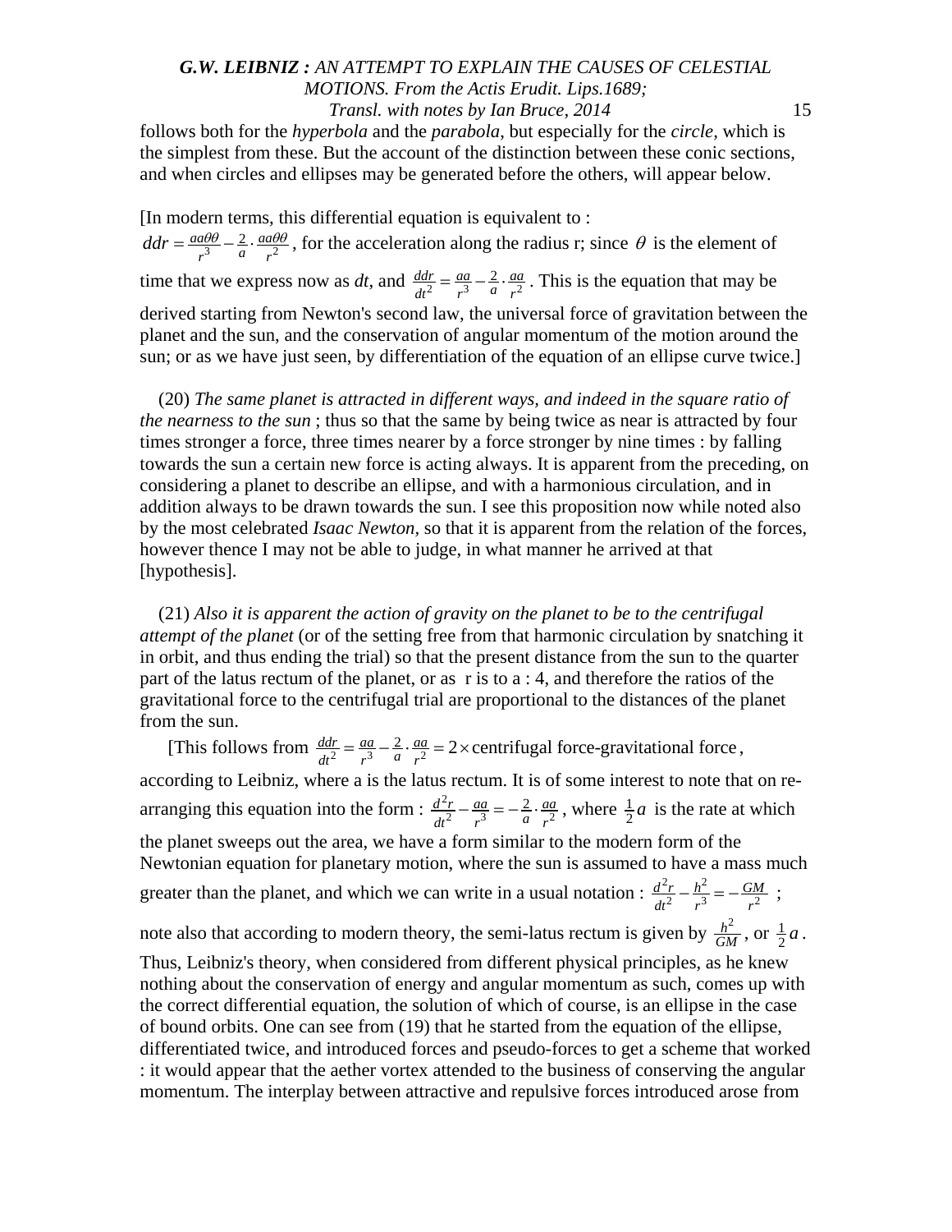follows both for the *hyperbola* and the *parabola*, but especially for the *circle*, which is the simplest from these. But the account of the distinction between these conic sections, and when circles and ellipses may be generated before the others, will appear below.

[In modern terms, this differential equation is equivalent to : $ddr = \frac{aa\theta\theta}{r^3} - \frac{2}{a} \cdot \frac{aa\theta\theta}{r^2}$, for the acceleration along the radius r; since $\theta$ is the element of time that we express now as *dt*, and $\frac{ddr}{dt^2} = \frac{aa}{r^3} - \frac{2}{a} \cdot \frac{aa}{r^2}$. This is the equation that may be derived starting from Newton's second law, the universal force of gravitation between the planet and the sun, and the conservation of angular momentum of the motion around the sun; or as we have just seen, by differentiation of the equation of an ellipse curve twice.]

(20) *The same planet is attracted in different ways, and indeed in the square ratio of the nearness to the sun* ; thus so that the same by being twice as near is attracted by four times stronger a force, three times nearer by a force stronger by nine times : by falling towards the sun a certain new force is acting always. It is apparent from the preceding, on considering a planet to describe an ellipse, and with a harmonious circulation, and in addition always to be drawn towards the sun. I see this proposition now while noted also by the most celebrated *Isaac Newton,* so that it is apparent from the relation of the forces, however thence I may not be able to judge, in what manner he arrived at that [hypothesis].

(21) *Also it is apparent the action of gravity on the planet to be to the centrifugal attempt of the planet* (or of the setting free from that harmonic circulation by snatching it in orbit, and thus ending the trial) so that the present distance from the sun to the quarter part of the latus rectum of the planet, or as r is to a : 4, and therefore the ratios of the gravitational force to the centrifugal trial are proportional to the distances of the planet from the sun.

[This follows from $\frac{ddr}{dt^2} = \frac{aa}{r^3} - \frac{2}{a} \cdot \frac{aa}{r^2} = 2 \times \text{centrifugal force-gravitational force}$, according to Leibniz, where a is the latus rectum. It is of some interest to note that on re-arranging this equation into the form : $\frac{d^2r}{dt^2} - \frac{aa}{r^3} = -\frac{2}{a} \cdot \frac{aa}{r^2}$, where $\frac{1}{2}a$ is the rate at which the planet sweeps out the area, we have a form similar to the modern form of the Newtonian equation for planetary motion, where the sun is assumed to have a mass much greater than the planet, and which we can write in a usual notation : $\frac{d^2r}{dt^2} - \frac{h^2}{r^3} = -\frac{GM}{r^2}$ ; note also that according to modern theory, the semi-latus rectum is given by $\frac{h^2}{GM}$, or $\frac{1}{2}a$. Thus, Leibniz's theory, when considered from different physical principles, as he knew nothing about the conservation of energy and angular momentum as such, comes up with the correct differential equation, the solution of which of course, is an ellipse in the case of bound orbits. One can see from (19) that he started from the equation of the ellipse, differentiated twice, and introduced forces and pseudo-forces to get a scheme that worked : it would appear that the aether vortex attended to the business of conserving the angular momentum. The interplay between attractive and repulsive forces introduced arose from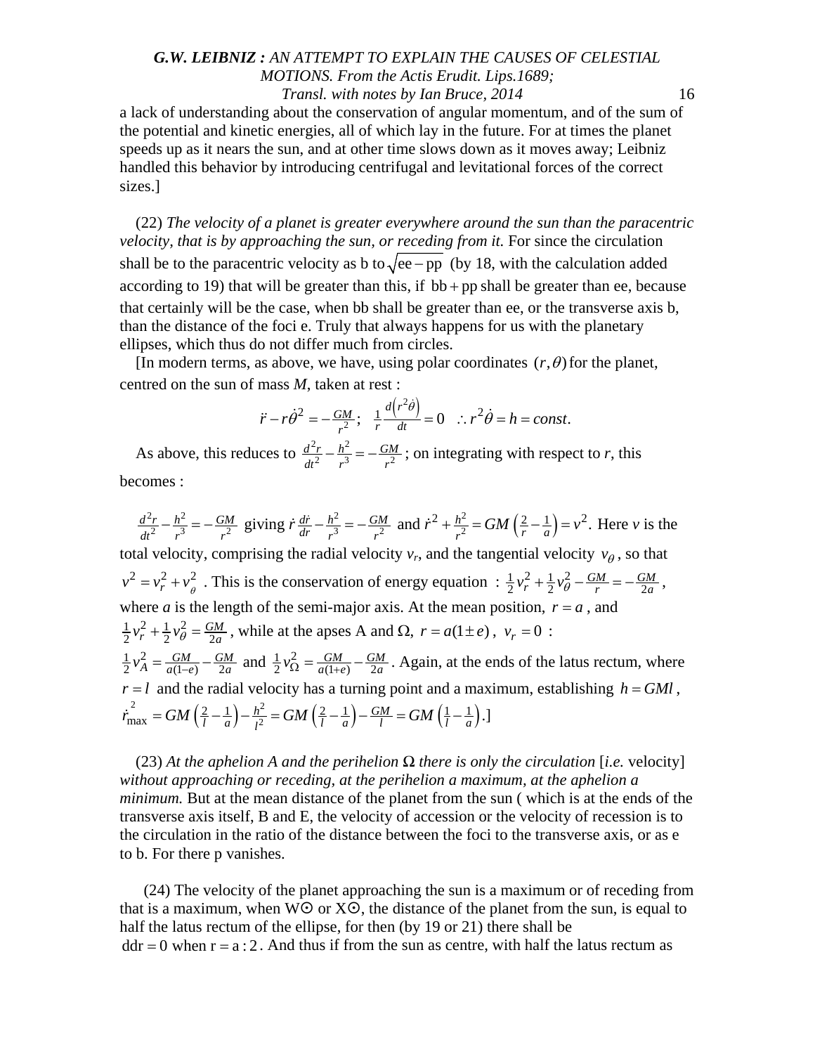a lack of understanding about the conservation of angular momentum, and of the sum of the potential and kinetic energies, all of which lay in the future. For at times the planet speeds up as it nears the sun, and at other time slows down as it moves away; Leibniz handled this behavior by introducing centrifugal and levitational forces of the correct sizes.]

(22) *The velocity of a planet is greater everywhere around the sun than the paracentric velocity, that is by approaching the sun, or receding from it.* For since the circulation shall be to the paracentric velocity as b to $\sqrt{\mathrm{ee}-\mathrm{pp}}$ (by 18, with the calculation added according to 19) that will be greater than this, if $\mathrm{bb}+\mathrm{pp}$ shall be greater than ee, because that certainly will be the case, when bb shall be greater than ee, or the transverse axis b, than the distance of the foci e. Truly that always happens for us with the planetary ellipses, which thus do not differ much from circles.

[In modern terms, as above, we have, using polar coordinates $(r,\theta)$ for the planet, centred on the sun of mass *M*, taken at rest :

$$\ddot{r}-r\dot{\theta}^2=-\tfrac{GM}{r^2};\quad \tfrac{1}{r}\tfrac{d\left(r^2\dot{\theta}\right)}{dt}=0\quad \therefore r^2\dot{\theta}=h=const.$$

As above, this reduces to $\frac{d^2r}{dt^2}-\frac{h^2}{r^3}=-\frac{GM}{r^2}$ ; on integrating with respect to *r*, this becomes :

$\frac{d^2r}{dt^2}-\frac{h^2}{r^3}=-\frac{GM}{r^2}$ giving $\dot{r}\frac{d\dot{r}}{dr}-\frac{h^2}{r^3}=-\frac{GM}{r^2}$ and $\dot{r}^2+\frac{h^2}{r^2}=GM\left(\frac{2}{r}-\frac{1}{a}\right)=v^2.$ Here *v* is the total velocity, comprising the radial velocity $v_r$, and the tangential velocity $v_\theta$, so that $v^2=v_r^2+v_\theta^2$ . This is the conservation of energy equation : $\frac{1}{2}v_r^2+\frac{1}{2}v_\theta^2-\frac{GM}{r}=-\frac{GM}{2a}$ , where *a* is the length of the semi-major axis. At the mean position, $r=a$ , and $\frac{1}{2}v_r^2+\frac{1}{2}v_\theta^2=\frac{GM}{2a}$ , while at the apses A and Ω, $r=a(1\pm e)$ , $v_r=0$ : $\frac{1}{2}v_A^2=\frac{GM}{a(1-e)}-\frac{GM}{2a}$ and $\frac{1}{2}v_\Omega^2=\frac{GM}{a(1+e)}-\frac{GM}{2a}$ . Again, at the ends of the latus rectum, where $r=l$ and the radial velocity has a turning point and a maximum, establishing $h=GMl$ , $\dot{r}_{\max}^2=GM\left(\frac{2}{l}-\frac{1}{a}\right)-\frac{h^2}{l^2}=GM\left(\frac{2}{l}-\frac{1}{a}\right)-\frac{GM}{l}=GM\left(\frac{1}{l}-\frac{1}{a}\right)$.]

(23) *At the aphelion A and the perihelion Ω there is only the circulation* [*i.e.* velocity] *without approaching or receding, at the perihelion a maximum, at the aphelion a minimum.* But at the mean distance of the planet from the sun ( which is at the ends of the transverse axis itself, B and E, the velocity of accession or the velocity of recession is to the circulation in the ratio of the distance between the foci to the transverse axis, or as e to b. For there p vanishes.

(24) The velocity of the planet approaching the sun is a maximum or of receding from that is a maximum, when W⊙ or X⊙, the distance of the planet from the sun, is equal to half the latus rectum of the ellipse, for then (by 19 or 21) there shall be $\mathrm{ddr}=0$ when $\mathrm{r}=\mathrm{a}:2$. And thus if from the sun as centre, with half the latus rectum as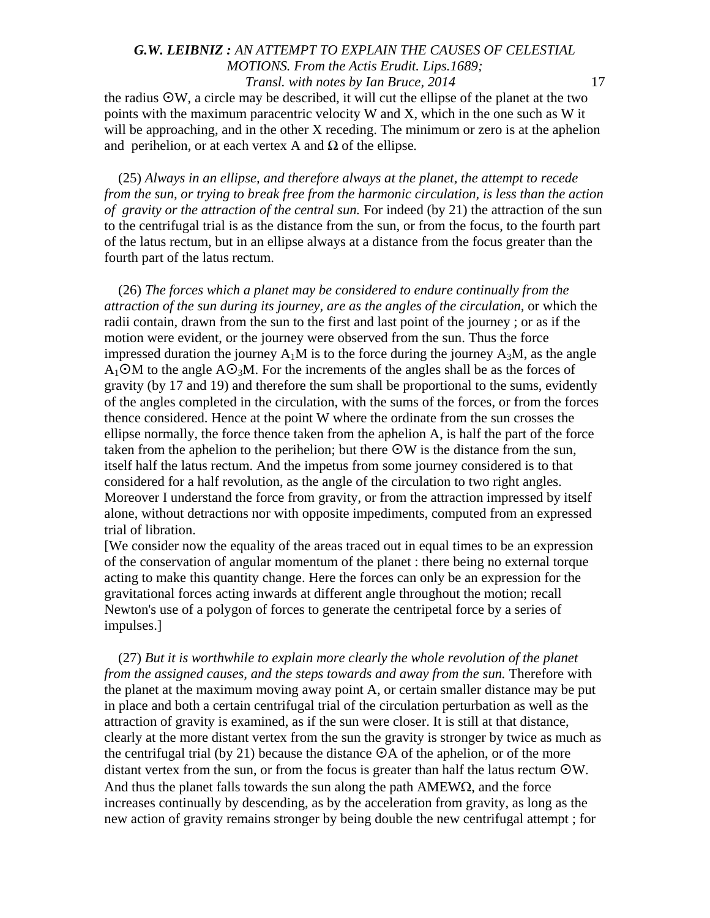the radius ⊙W, a circle may be described, it will cut the ellipse of the planet at the two points with the maximum paracentric velocity W and X, which in the one such as W it will be approaching, and in the other X receding. The minimum or zero is at the aphelion and perihelion, or at each vertex A and Ω of the ellipse.

(25) *Always in an ellipse, and therefore always at the planet, the attempt to recede from the sun, or trying to break free from the harmonic circulation, is less than the action of gravity or the attraction of the central sun.* For indeed (by 21) the attraction of the sun to the centrifugal trial is as the distance from the sun, or from the focus, to the fourth part of the latus rectum, but in an ellipse always at a distance from the focus greater than the fourth part of the latus rectum.

(26) *The forces which a planet may be considered to endure continually from the attraction of the sun during its journey, are as the angles of the circulation,* or which the radii contain, drawn from the sun to the first and last point of the journey ; or as if the motion were evident, or the journey were observed from the sun. Thus the force impressed duration the journey $A_1M$ is to the force during the journey $A_3M$, as the angle $A_1$⊙M to the angle A$⊙_3$M. For the increments of the angles shall be as the forces of gravity (by 17 and 19) and therefore the sum shall be proportional to the sums, evidently of the angles completed in the circulation, with the sums of the forces, or from the forces thence considered. Hence at the point W where the ordinate from the sun crosses the ellipse normally, the force thence taken from the aphelion A, is half the part of the force taken from the aphelion to the perihelion; but there ⊙W is the distance from the sun, itself half the latus rectum. And the impetus from some journey considered is to that considered for a half revolution, as the angle of the circulation to two right angles. Moreover I understand the force from gravity, or from the attraction impressed by itself alone, without detractions nor with opposite impediments, computed from an expressed trial of libration.

[We consider now the equality of the areas traced out in equal times to be an expression of the conservation of angular momentum of the planet : there being no external torque acting to make this quantity change. Here the forces can only be an expression for the gravitational forces acting inwards at different angle throughout the motion; recall Newton's use of a polygon of forces to generate the centripetal force by a series of impulses.]

(27) *But it is worthwhile to explain more clearly the whole revolution of the planet from the assigned causes, and the steps towards and away from the sun.* Therefore with the planet at the maximum moving away point A, or certain smaller distance may be put in place and both a certain centrifugal trial of the circulation perturbation as well as the attraction of gravity is examined, as if the sun were closer. It is still at that distance, clearly at the more distant vertex from the sun the gravity is stronger by twice as much as the centrifugal trial (by 21) because the distance ⊙A of the aphelion, or of the more distant vertex from the sun, or from the focus is greater than half the latus rectum ⊙W. And thus the planet falls towards the sun along the path AMEWΩ, and the force increases continually by descending, as by the acceleration from gravity, as long as the new action of gravity remains stronger by being double the new centrifugal attempt ; for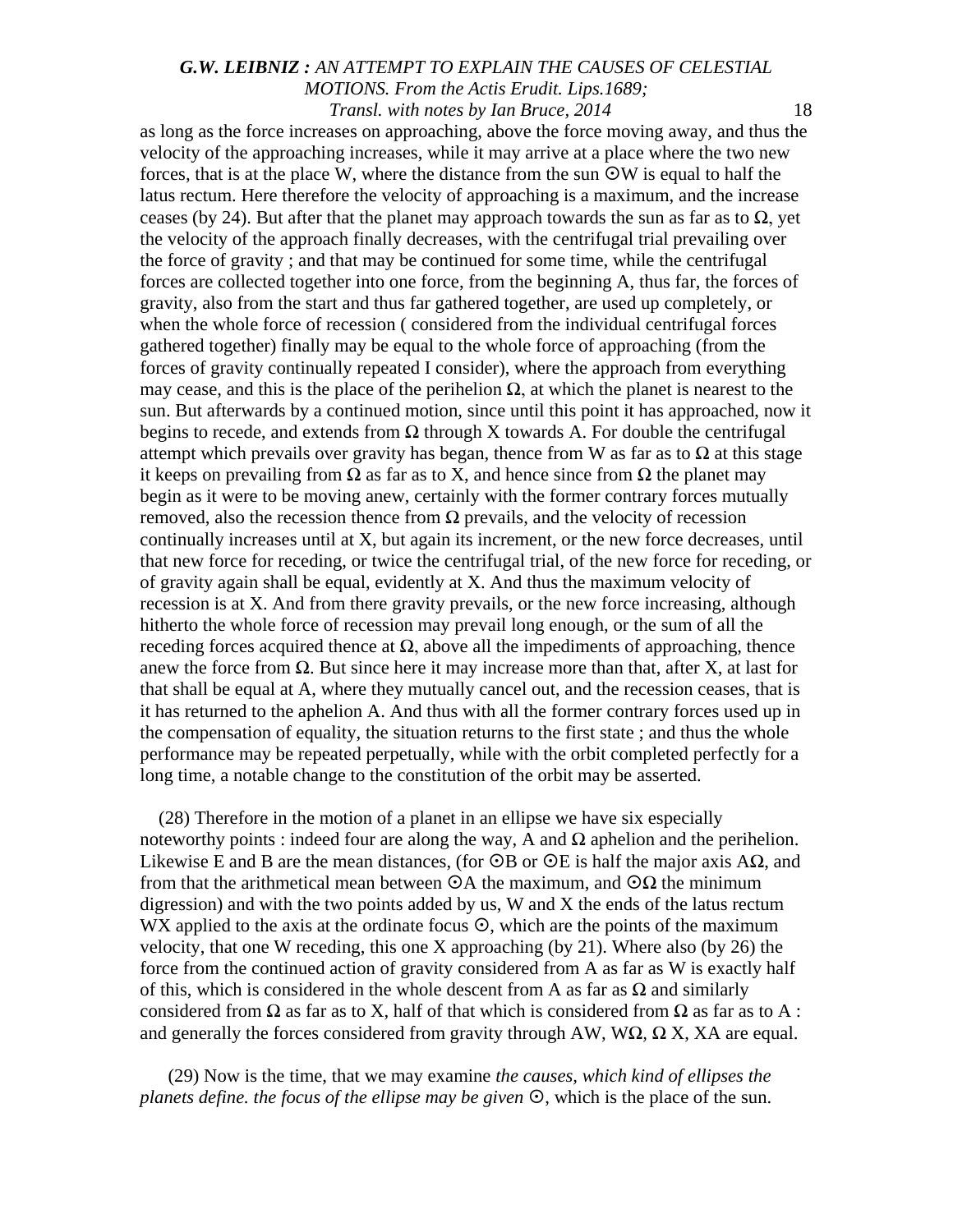as long as the force increases on approaching, above the force moving away, and thus the velocity of the approaching increases, while it may arrive at a place where the two new forces, that is at the place W, where the distance from the sun ⊙W is equal to half the latus rectum. Here therefore the velocity of approaching is a maximum, and the increase ceases (by 24). But after that the planet may approach towards the sun as far as to Ω, yet the velocity of the approach finally decreases, with the centrifugal trial prevailing over the force of gravity ; and that may be continued for some time, while the centrifugal forces are collected together into one force, from the beginning A, thus far, the forces of gravity, also from the start and thus far gathered together, are used up completely, or when the whole force of recession ( considered from the individual centrifugal forces gathered together) finally may be equal to the whole force of approaching (from the forces of gravity continually repeated I consider), where the approach from everything may cease, and this is the place of the perihelion Ω, at which the planet is nearest to the sun. But afterwards by a continued motion, since until this point it has approached, now it begins to recede, and extends from Ω through X towards A. For double the centrifugal attempt which prevails over gravity has began, thence from W as far as to Ω at this stage it keeps on prevailing from Ω as far as to X, and hence since from Ω the planet may begin as it were to be moving anew, certainly with the former contrary forces mutually removed, also the recession thence from Ω prevails, and the velocity of recession continually increases until at X, but again its increment, or the new force decreases, until that new force for receding, or twice the centrifugal trial, of the new force for receding, or of gravity again shall be equal, evidently at X. And thus the maximum velocity of recession is at X. And from there gravity prevails, or the new force increasing, although hitherto the whole force of recession may prevail long enough, or the sum of all the receding forces acquired thence at Ω, above all the impediments of approaching, thence anew the force from Ω. But since here it may increase more than that, after X, at last for that shall be equal at A, where they mutually cancel out, and the recession ceases, that is it has returned to the aphelion A. And thus with all the former contrary forces used up in the compensation of equality, the situation returns to the first state ; and thus the whole performance may be repeated perpetually, while with the orbit completed perfectly for a long time, a notable change to the constitution of the orbit may be asserted.

(28) Therefore in the motion of a planet in an ellipse we have six especially noteworthy points : indeed four are along the way, A and Ω aphelion and the perihelion. Likewise E and B are the mean distances, (for ⊙B or ⊙E is half the major axis AΩ, and from that the arithmetical mean between ⊙A the maximum, and ⊙Ω the minimum digression) and with the two points added by us, W and X the ends of the latus rectum WX applied to the axis at the ordinate focus ⊙, which are the points of the maximum velocity, that one W receding, this one X approaching (by 21). Where also (by 26) the force from the continued action of gravity considered from A as far as W is exactly half of this, which is considered in the whole descent from A as far as Ω and similarly considered from Ω as far as to X, half of that which is considered from Ω as far as to A : and generally the forces considered from gravity through AW, WΩ, Ω X, XA are equal.

(29) Now is the time, that we may examine *the causes, which kind of ellipses the planets define. the focus of the ellipse may be given* ⊙, which is the place of the sun.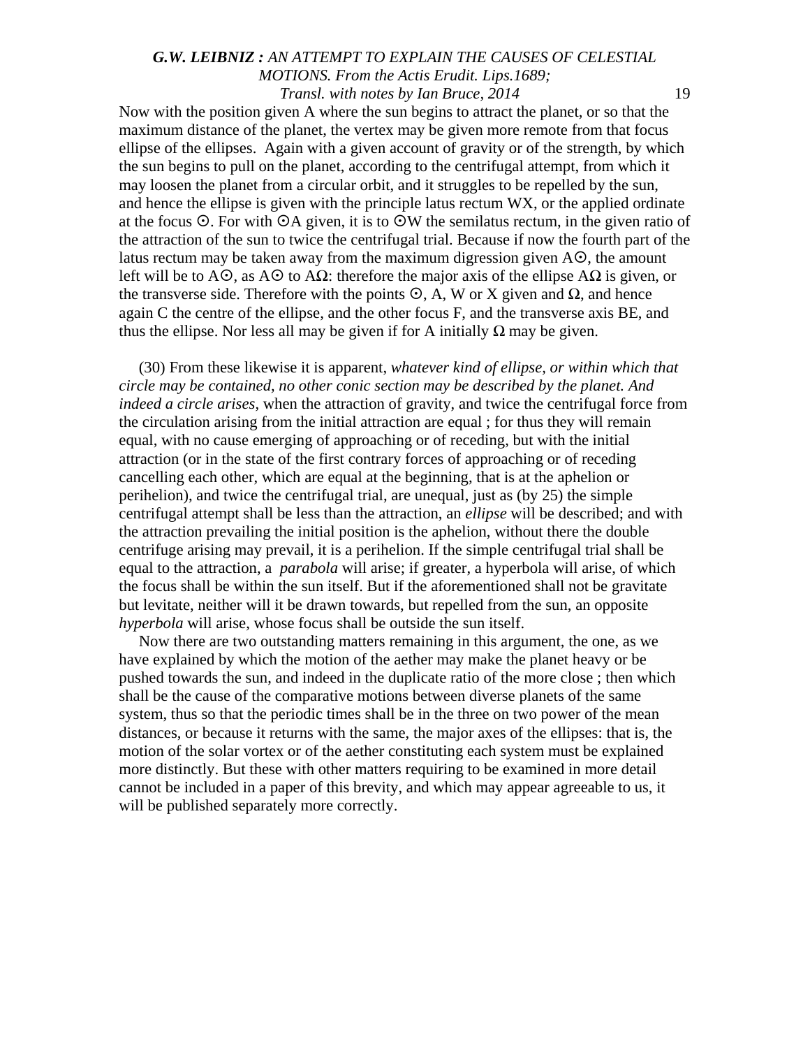Now with the position given A where the sun begins to attract the planet, or so that the maximum distance of the planet, the vertex may be given more remote from that focus ellipse of the ellipses. Again with a given account of gravity or of the strength, by which the sun begins to pull on the planet, according to the centrifugal attempt, from which it may loosen the planet from a circular orbit, and it struggles to be repelled by the sun, and hence the ellipse is given with the principle latus rectum WX, or the applied ordinate at the focus ⊙. For with ⊙A given, it is to ⊙W the semilatus rectum, in the given ratio of the attraction of the sun to twice the centrifugal trial. Because if now the fourth part of the latus rectum may be taken away from the maximum digression given A⊙, the amount left will be to A⊙, as A⊙ to AΩ: therefore the major axis of the ellipse AΩ is given, or the transverse side. Therefore with the points ⊙, A, W or X given and Ω, and hence again C the centre of the ellipse, and the other focus F, and the transverse axis BE, and thus the ellipse. Nor less all may be given if for A initially Ω may be given.

(30) From these likewise it is apparent, *whatever kind of ellipse, or within which that circle may be contained, no other conic section may be described by the planet. And indeed a circle arises*, when the attraction of gravity, and twice the centrifugal force from the circulation arising from the initial attraction are equal ; for thus they will remain equal, with no cause emerging of approaching or of receding, but with the initial attraction (or in the state of the first contrary forces of approaching or of receding cancelling each other, which are equal at the beginning, that is at the aphelion or perihelion), and twice the centrifugal trial, are unequal, just as (by 25) the simple centrifugal attempt shall be less than the attraction, an *ellipse* will be described; and with the attraction prevailing the initial position is the aphelion, without there the double centrifuge arising may prevail, it is a perihelion. If the simple centrifugal trial shall be equal to the attraction, a *parabola* will arise; if greater, a hyperbola will arise, of which the focus shall be within the sun itself. But if the aforementioned shall not be gravitate but levitate, neither will it be drawn towards, but repelled from the sun, an opposite *hyperbola* will arise, whose focus shall be outside the sun itself.

Now there are two outstanding matters remaining in this argument, the one, as we have explained by which the motion of the aether may make the planet heavy or be pushed towards the sun, and indeed in the duplicate ratio of the more close ; then which shall be the cause of the comparative motions between diverse planets of the same system, thus so that the periodic times shall be in the three on two power of the mean distances, or because it returns with the same, the major axes of the ellipses: that is, the motion of the solar vortex or of the aether constituting each system must be explained more distinctly. But these with other matters requiring to be examined in more detail cannot be included in a paper of this brevity, and which may appear agreeable to us, it will be published separately more correctly.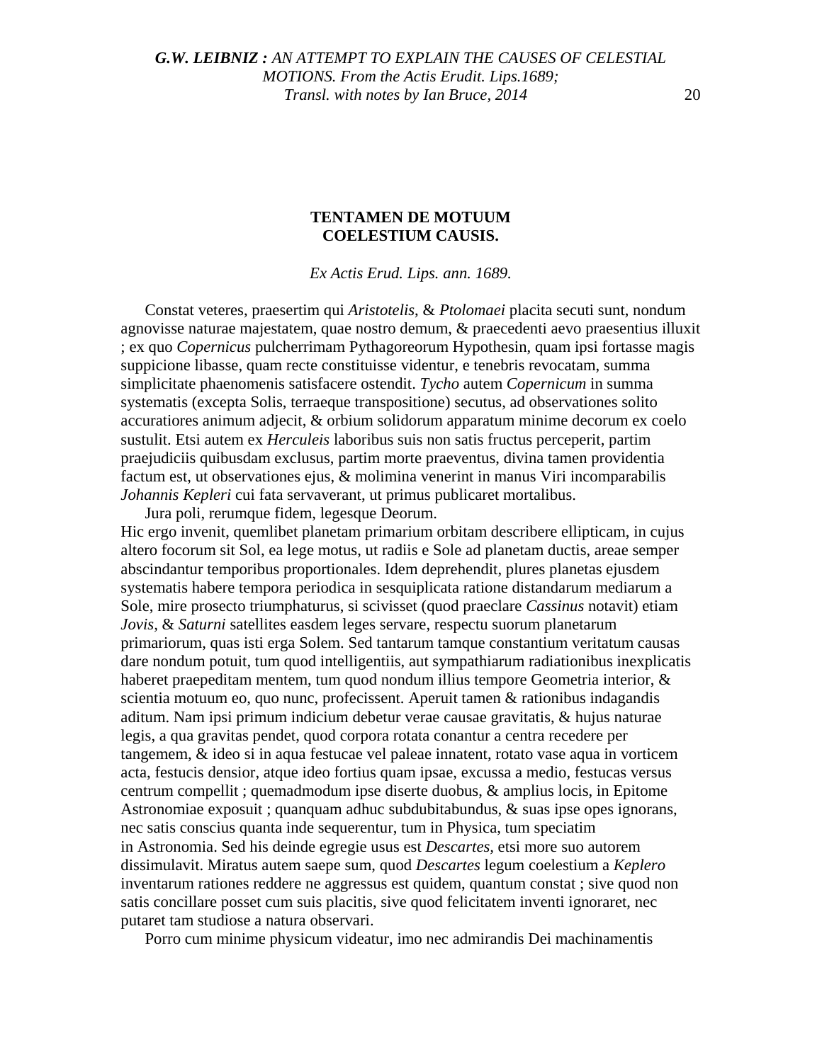## TENTAMEN DE MOTUUM COELESTIUM CAUSIS.

*Ex Actis Erud. Lips. ann. 1689.*

Constat veteres, praesertim qui *Aristotelis*, & *Ptolomaei* placita secuti sunt, nondum agnovisse naturae majestatem, quae nostro demum, & praecedenti aevo praesentius illuxit ; ex quo *Copernicus* pulcherrimam Pythagoreorum Hypothesin, quam ipsi fortasse magis suppicione libasse, quam recte constituisse videntur, e tenebris revocatam, summa simplicitate phaenomenis satisfacere ostendit. *Tycho* autem *Copernicum* in summa systematis (excepta Solis, terraeque transpositione) secutus, ad observationes solito accuratiores animum adjecit, & orbium solidorum apparatum minime decorum ex coelo sustulit. Etsi autem ex *Herculeis* laboribus suis non satis fructus perceperit, partim praejudiciis quibusdam exclusus, partim morte praeventus, divina tamen providentia factum est, ut observationes ejus, & molimina venerint in manus Viri incomparabilis *Johannis Kepleri* cui fata servaverant, ut primus publicaret mortalibus.

Jura poli, rerumque fidem, legesque Deorum.

Hic ergo invenit, quemlibet planetam primarium orbitam describere ellipticam, in cujus altero focorum sit Sol, ea lege motus, ut radiis e Sole ad planetam ductis, areae semper abscindantur temporibus proportionales. Idem deprehendit, plures planetas ejusdem systematis habere tempora periodica in sesquiplicata ratione distandarum mediarum a Sole, mire prosecto triumphaturus, si scivisset (quod praeclare *Cassinus* notavit) etiam *Jovis*, & *Saturni* satellites easdem leges servare, respectu suorum planetarum primariorum, quas isti erga Solem. Sed tantarum tamque constantium veritatum causas dare nondum potuit, tum quod intelligentiis, aut sympathiarum radiationibus inexplicatis haberet praepeditam mentem, tum quod nondum illius tempore Geometria interior, & scientia motuum eo, quo nunc, profecissent. Aperuit tamen & rationibus indagandis aditum. Nam ipsi primum indicium debetur verae causae gravitatis, & hujus naturae legis, a qua gravitas pendet, quod corpora rotata conantur a centra recedere per tangemem, & ideo si in aqua festucae vel paleae innatent, rotato vase aqua in vorticem acta, festucis densior, atque ideo fortius quam ipsae, excussa a medio, festucas versus centrum compellit ; quemadmodum ipse diserte duobus, & amplius locis, in Epitome Astronomiae exposuit ; quanquam adhuc subdubitabundus, & suas ipse opes ignorans, nec satis conscius quanta inde sequerentur, tum in Physica, tum speciatim in Astronomia. Sed his deinde egregie usus est *Descartes,* etsi more suo autorem dissimulavit. Miratus autem saepe sum, quod *Descartes* legum coelestium a *Keplero* inventarum rationes reddere ne aggressus est quidem, quantum constat ; sive quod non satis concillare posset cum suis placitis, sive quod felicitatem inventi ignoraret, nec putaret tam studiose a natura observari.

Porro cum minime physicum videatur, imo nec admirandis Dei machinamentis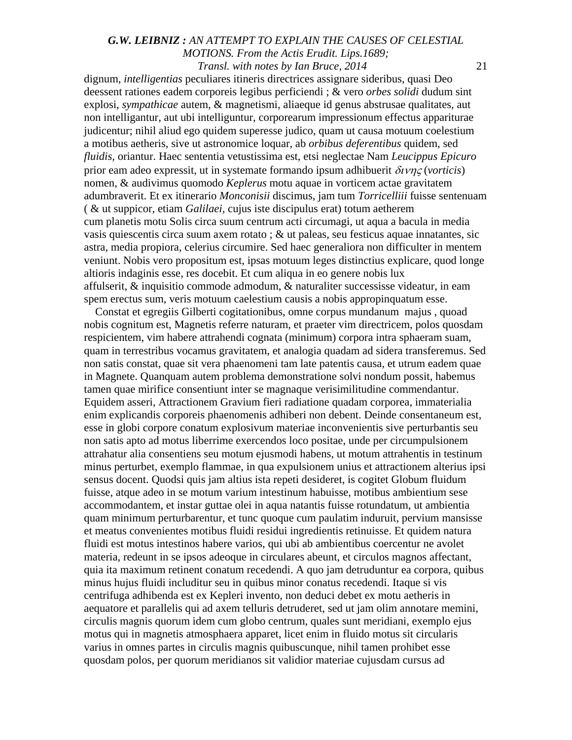dignum, *intelligentias* peculiares itineris directrices assignare sideribus, quasi Deo deessent rationes eadem corporeis legibus perficiendi ; & vero *orbes solidi* dudum sint explosi, *sympathicae* autem, & magnetismi, aliaeque id genus abstrusae qualitates, aut non intelligantur, aut ubi intelliguntur, corporearum impressionum effectus appariturae judicentur; nihil aliud ego quidem superesse judico, quam ut causa motuum coelestium a motibus aetheris, sive ut astronomice loquar, ab *orbibus deferentibus* quidem, sed *fluidis*, oriantur. Haec sententia vetustissima est, etsi neglectae Nam *Leucippus Epicuro* prior eam adeo expressit, ut in systemate formando ipsum adhibuerit $\delta\iota\nu\eta\varsigma$ (*vorticis*) nomen, & audivimus quomodo *Keplerus* motu aquae in vorticem actae gravitatem adumbraverit. Et ex itinerario *Monconisii* discimus, jam tum *Torricelliii* fuisse sentenuam ( & ut suppicor, etiam *Galilaei*, cujus iste discipulus erat) totum aetherem cum planetis motu Solis circa suum centrum acti circumagi, ut aqua a bacula in media vasis quiescentis circa suum axem rotato ; & ut paleas, seu festicus aquae innatantes, sic astra, media propiora, celerius circumire. Sed haec generaliora non difficulter in mentem veniunt. Nobis vero propositum est, ipsas motuum leges distinctius explicare, quod longe altioris indaginis esse, res docebit. Et cum aliqua in eo genere nobis lux affulserit, & inquisitio commode admodum, & naturaliter successisse videatur, in eam spem erectus sum, veris motuum caelestium causis a nobis appropinquatum esse.

Constat et egregiis Gilberti cogitationibus, omne corpus mundanum majus , quoad nobis cognitum est, Magnetis referre naturam, et praeter vim directricem, polos quosdam respicientem, vim habere attrahendi cognata (minimum) corpora intra sphaeram suam, quam in terrestribus vocamus gravitatem, et analogia quadam ad sidera transferemus. Sed non satis constat, quae sit vera phaenomeni tam late patentis causa, et utrum eadem quae in Magnete. Quanquam autem problema demonstratione solvi nondum possit, habemus tamen quae mirifice consentiunt inter se magnaque verisimilitudine commendantur. Equidem asseri, Attractionem Gravium fieri radiatione quadam corporea, immaterialia enim explicandis corporeis phaenomenis adhiberi non debent. Deinde consentaneum est, esse in globi corpore conatum explosivum materiae inconvenientis sive perturbantis seu non satis apto ad motus liberrime exercendos loco positae, unde per circumpulsionem attrahatur alia consentiens seu motum ejusmodi habens, ut motum attrahentis in testinum minus perturbet, exemplo flammae, in qua expulsionem unius et attractionem alterius ipsi sensus docent. Quodsi quis jam altius ista repeti desideret, is cogitet Globum fluidum fuisse, atque adeo in se motum varium intestinum habuisse, motibus ambientium sese accommodantem, et instar guttae olei in aqua natantis fuisse rotundatum, ut ambientia quam minimum perturbarentur, et tunc quoque cum paulatim induruit, pervium mansisse et meatus convenientes motibus fluidi residui ingredientis retinuisse. Et quidem natura fluidi est motus intestinos habere varios, qui ubi ab ambientibus coercentur ne avolet materia, redeunt in se ipsos adeoque in circulares abeunt, et circulos magnos affectant, quia ita maximum retinent conatum recedendi. A quo jam detruduntur ea corpora, quibus minus hujus fluidi includitur seu in quibus minor conatus recedendi. Itaque si vis centrifuga adhibenda est ex Kepleri invento, non deduci debet ex motu aetheris in aequatore et parallelis qui ad axem telluris detruderet, sed ut jam olim annotare memini, circulis magnis quorum idem cum globo centrum, quales sunt meridiani, exemplo ejus motus qui in magnetis atmosphaera apparet, licet enim in fluido motus sit circularis varius in omnes partes in circulis magnis quibuscunque, nihil tamen prohibet esse quosdam polos, per quorum meridianos sit validior materiae cujusdam cursus ad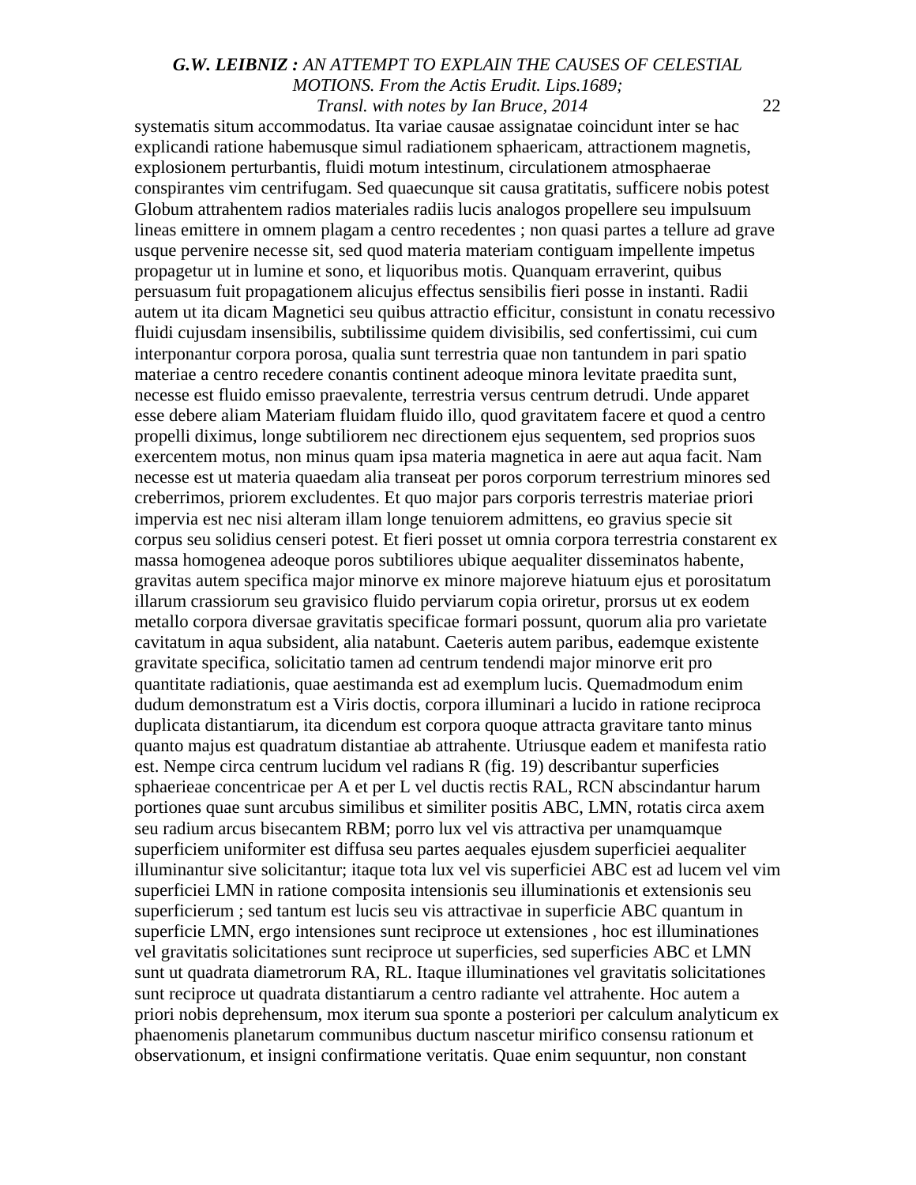systematis situm accommodatus. Ita variae causae assignatae coincidunt inter se hac explicandi ratione habemusque simul radiationem sphaericam, attractionem magnetis, explosionem perturbantis, fluidi motum intestinum, circulationem atmosphaerae conspirantes vim centrifugam. Sed quaecunque sit causa gratitatis, sufficere nobis potest Globum attrahentem radios materiales radiis lucis analogos propellere seu impulsuum lineas emittere in omnem plagam a centro recedentes ; non quasi partes a tellure ad grave usque pervenire necesse sit, sed quod materia materiam contiguam impellente impetus propagetur ut in lumine et sono, et liquoribus motis. Quanquam erraverint, quibus persuasum fuit propagationem alicujus effectus sensibilis fieri posse in instanti. Radii autem ut ita dicam Magnetici seu quibus attractio efficitur, consistunt in conatu recessivo fluidi cujusdam insensibilis, subtilissime quidem divisibilis, sed confertissimi, cui cum interponantur corpora porosa, qualia sunt terrestria quae non tantundem in pari spatio materiae a centro recedere conantis continent adeoque minora levitate praedita sunt, necesse est fluido emisso praevalente, terrestria versus centrum detrudi. Unde apparet esse debere aliam Materiam fluidam fluido illo, quod gravitatem facere et quod a centro propelli diximus, longe subtiliorem nec directionem ejus sequentem, sed proprios suos exercentem motus, non minus quam ipsa materia magnetica in aere aut aqua facit. Nam necesse est ut materia quaedam alia transeat per poros corporum terrestrium minores sed creberrimos, priorem excludentes. Et quo major pars corporis terrestris materiae priori impervia est nec nisi alteram illam longe tenuiorem admittens, eo gravius specie sit corpus seu solidius censeri potest. Et fieri posset ut omnia corpora terrestria constarent ex massa homogenea adeoque poros subtiliores ubique aequaliter disseminatos habente, gravitas autem specifica major minorve ex minore majoreve hiatuum ejus et porositatum illarum crassiorum seu gravisico fluido perviarum copia oriretur, prorsus ut ex eodem metallo corpora diversae gravitatis specificae formari possunt, quorum alia pro varietate cavitatum in aqua subsident, alia natabunt. Caeteris autem paribus, eademque existente gravitate specifica, solicitatio tamen ad centrum tendendi major minorve erit pro quantitate radiationis, quae aestimanda est ad exemplum lucis. Quemadmodum enim dudum demonstratum est a Viris doctis, corpora illuminari a lucido in ratione reciproca duplicata distantiarum, ita dicendum est corpora quoque attracta gravitare tanto minus quanto majus est quadratum distantiae ab attrahente. Utriusque eadem et manifesta ratio est. Nempe circa centrum lucidum vel radians R (fig. 19) describantur superficies sphaerieae concentricae per A et per L vel ductis rectis RAL, RCN abscindantur harum portiones quae sunt arcubus similibus et similiter positis ABC, LMN, rotatis circa axem seu radium arcus bisecantem RBM; porro lux vel vis attractiva per unamquamque superficiem uniformiter est diffusa seu partes aequales ejusdem superficiei aequaliter illuminantur sive solicitantur; itaque tota lux vel vis superficiei ABC est ad lucem vel vim superficiei LMN in ratione composita intensionis seu illuminationis et extensionis seu superficierum ; sed tantum est lucis seu vis attractivae in superficie ABC quantum in superficie LMN, ergo intensiones sunt reciproce ut extensiones , hoc est illuminationes vel gravitatis solicitationes sunt reciproce ut superficies, sed superficies ABC et LMN sunt ut quadrata diametrorum RA, RL. Itaque illuminationes vel gravitatis solicitationes sunt reciproce ut quadrata distantiarum a centro radiante vel attrahente. Hoc autem a priori nobis deprehensum, mox iterum sua sponte a posteriori per calculum analyticum ex phaenomenis planetarum communibus ductum nascetur mirifico consensu rationum et observationum, et insigni confirmatione veritatis. Quae enim sequuntur, non constant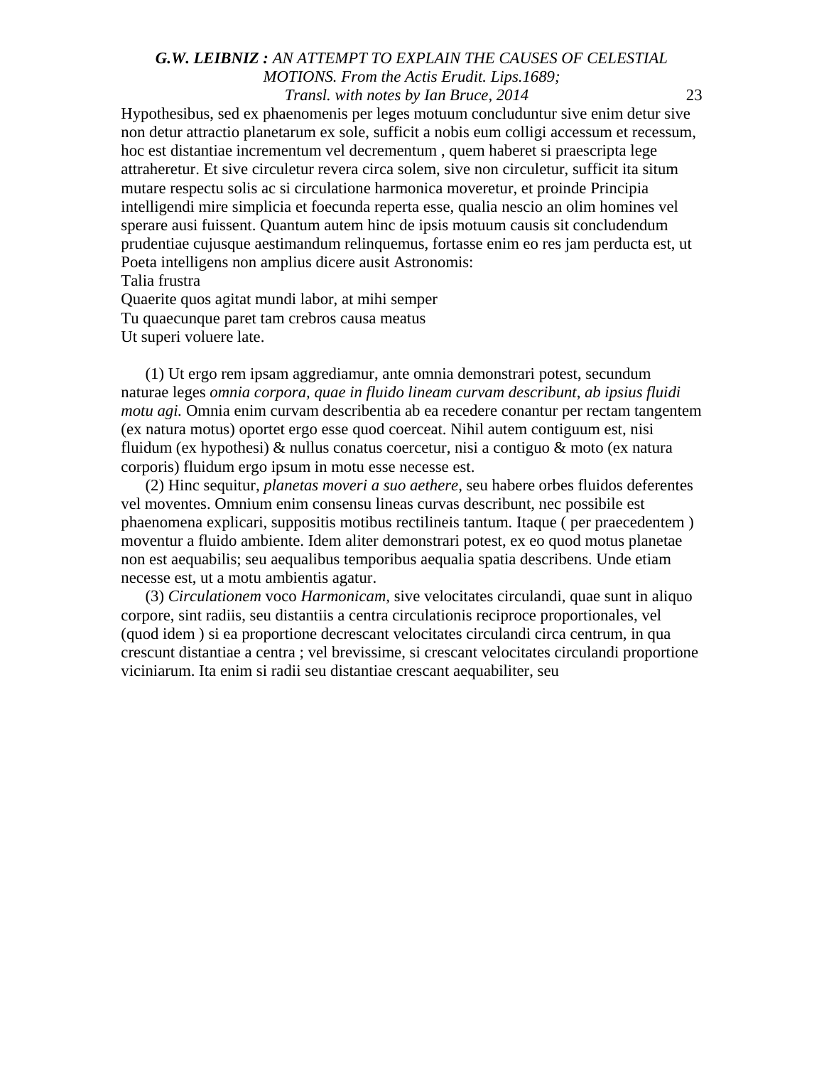Hypothesibus, sed ex phaenomenis per leges motuum concluduntur sive enim detur sive non detur attractio planetarum ex sole, sufficit a nobis eum colligi accessum et recessum, hoc est distantiae incrementum vel decrementum , quem haberet si praescripta lege attraheretur. Et sive circuletur revera circa solem, sive non circuletur, sufficit ita situm mutare respectu solis ac si circulatione harmonica moveretur, et proinde Principia intelligendi mire simplicia et foecunda reperta esse, qualia nescio an olim homines vel sperare ausi fuissent. Quantum autem hinc de ipsis motuum causis sit concludendum prudentiae cujusque aestimandum relinquemus, fortasse enim eo res jam perducta est, ut Poeta intelligens non amplius dicere ausit Astronomis:

Talia frustra  
Quaerite quos agitat mundi labor, at mihi semper  
Tu quaecunque paret tam crebros causa meatus  
Ut superi voluere late.

(1) Ut ergo rem ipsam aggrediamur, ante omnia demonstrari potest, secundum naturae leges *omnia corpora, quae in fluido lineam curvam describunt, ab ipsius fluidi motu agi.* Omnia enim curvam describentia ab ea recedere conantur per rectam tangentem (ex natura motus) oportet ergo esse quod coerceat. Nihil autem contiguum est, nisi fluidum (ex hypothesi) & nullus conatus coercetur, nisi a contiguo & moto (ex natura corporis) fluidum ergo ipsum in motu esse necesse est.

(2) Hinc sequitur, *planetas moveri a suo aethere,* seu habere orbes fluidos deferentes vel moventes. Omnium enim consensu lineas curvas describunt, nec possibile est phaenomena explicari, suppositis motibus rectilineis tantum. Itaque ( per praecedentem ) moventur a fluido ambiente. Idem aliter demonstrari potest, ex eo quod motus planetae non est aequabilis; seu aequalibus temporibus aequalia spatia describens. Unde etiam necesse est, ut a motu ambientis agatur.

(3) *Circulationem* voco *Harmonicam,* sive velocitates circulandi, quae sunt in aliquo corpore, sint radiis, seu distantiis a centra circulationis reciproce proportionales, vel (quod idem ) si ea proportione decrescant velocitates circulandi circa centrum, in qua crescunt distantiae a centra ; vel brevissime, si crescant velocitates circulandi proportione viciniarum. Ita enim si radii seu distantiae crescant aequabiliter, seu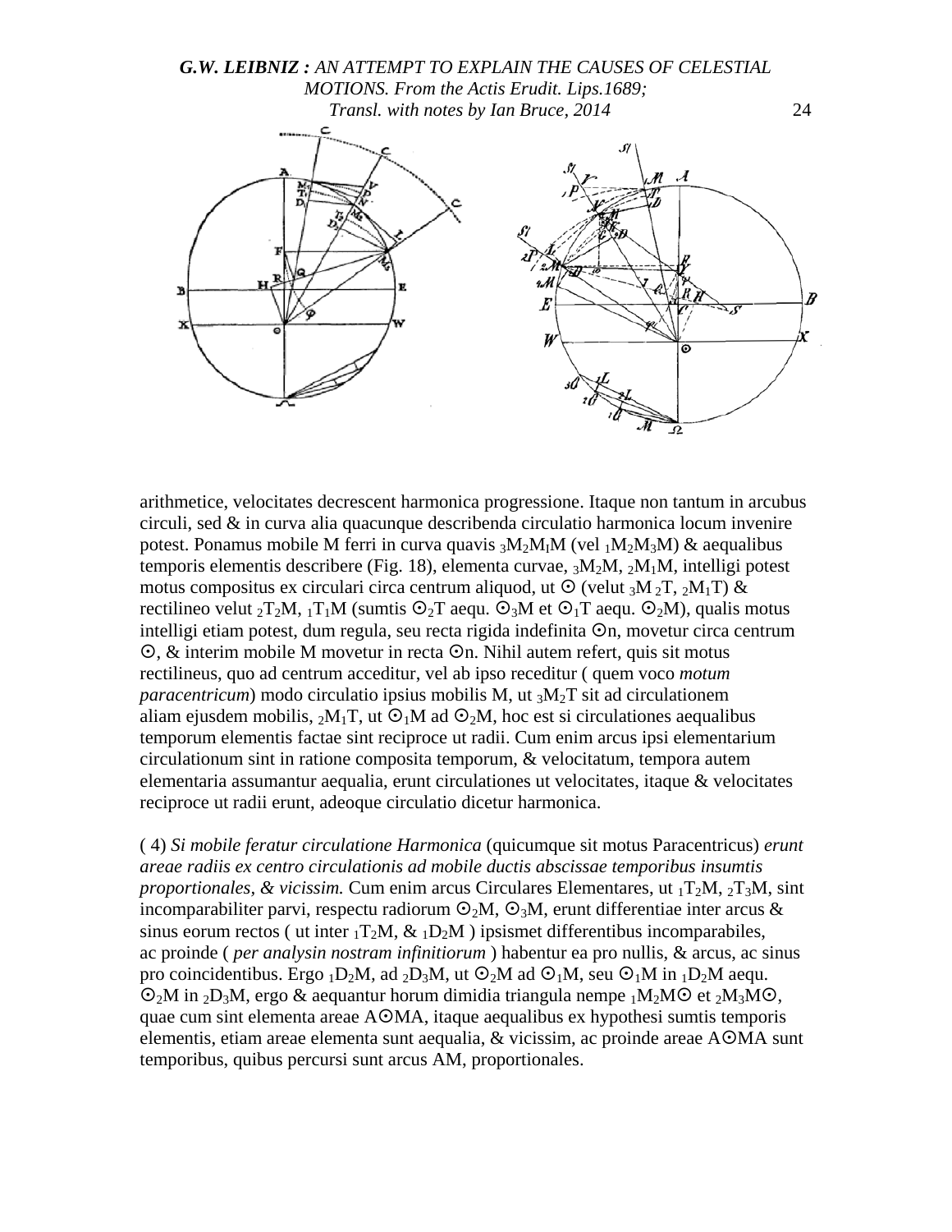arithmetice, velocitates decrescent harmonica progressione. Itaque non tantum in arcubus circuli, sed & in curva alia quacunque describenda circulatio harmonica locum invenire potest. Ponamus mobile M ferri in curva quavis ${}_3M_2M_1M$ (vel ${}_1M_2M_3M$) & aequalibus temporis elementis describere (Fig. 18), elementa curvae, ${}_3M_2M$, ${}_2M_1M$, intelligi potest motus compositus ex circulari circa centrum aliquod, ut ⊙ (velut ${}_3M\,{}_2T$, ${}_2M_1T$) & rectilineo velut ${}_2T_2M$, ${}_1T_1M$ (sumtis ⊙${}_2T$ aequ. ⊙${}_3M$ et ⊙${}_1T$ aequ. ⊙${}_2M$), qualis motus intelligi etiam potest, dum regula, seu recta rigida indefinita ⊙n, movetur circa centrum ⊙, & interim mobile M movetur in recta ⊙n. Nihil autem refert, quis sit motus rectilineus, quo ad centrum acceditur, vel ab ipso receditur ( quem voco *motum paracentricum*) modo circulatio ipsius mobilis M, ut ${}_3M_2T$ sit ad circulationem aliam ejusdem mobilis, ${}_2M_1T$, ut ⊙${}_1M$ ad ⊙${}_2M$, hoc est si circulationes aequalibus temporum elementis factae sint reciproce ut radii. Cum enim arcus ipsi elementarium circulationum sint in ratione composita temporum, & velocitatum, tempora autem elementaria assumantur aequalia, erunt circulationes ut velocitates, itaque & velocitates reciproce ut radii erunt, adeoque circulatio dicetur harmonica.

( 4) *Si mobile feratur circulatione Harmonica* (quicumque sit motus Paracentricus) *erunt areae radiis ex centro circulationis ad mobile ductis abscissae temporibus insumtis proportionales, & vicissim.* Cum enim arcus Circulares Elementares, ut ${}_1T_2M$, ${}_2T_3M$, sint incomparabiliter parvi, respectu radiorum ⊙${}_2M$, ⊙${}_3M$, erunt differentiae inter arcus & sinus eorum rectos ( ut inter ${}_1T_2M$, & ${}_1D_2M$ ) ipsismet differentibus incomparabiles, ac proinde ( *per analysin nostram infinitiorum* ) habentur ea pro nullis, & arcus, ac sinus pro coincidentibus. Ergo ${}_1D_2M$, ad ${}_2D_3M$, ut ⊙${}_2M$ ad ⊙${}_1M$, seu ⊙${}_1M$ in ${}_1D_2M$ aequ. ⊙${}_2M$ in ${}_2D_3M$, ergo & aequantur horum dimidia triangula nempe ${}_1M_2M$⊙ et ${}_2M_3M$⊙, quae cum sint elementa areae A⊙MA, itaque aequalibus ex hypothesi sumtis temporis elementis, etiam areae elementa sunt aequalia, & vicissim, ac proinde areae A⊙MA sunt temporibus, quibus percursi sunt arcus AM, proportionales.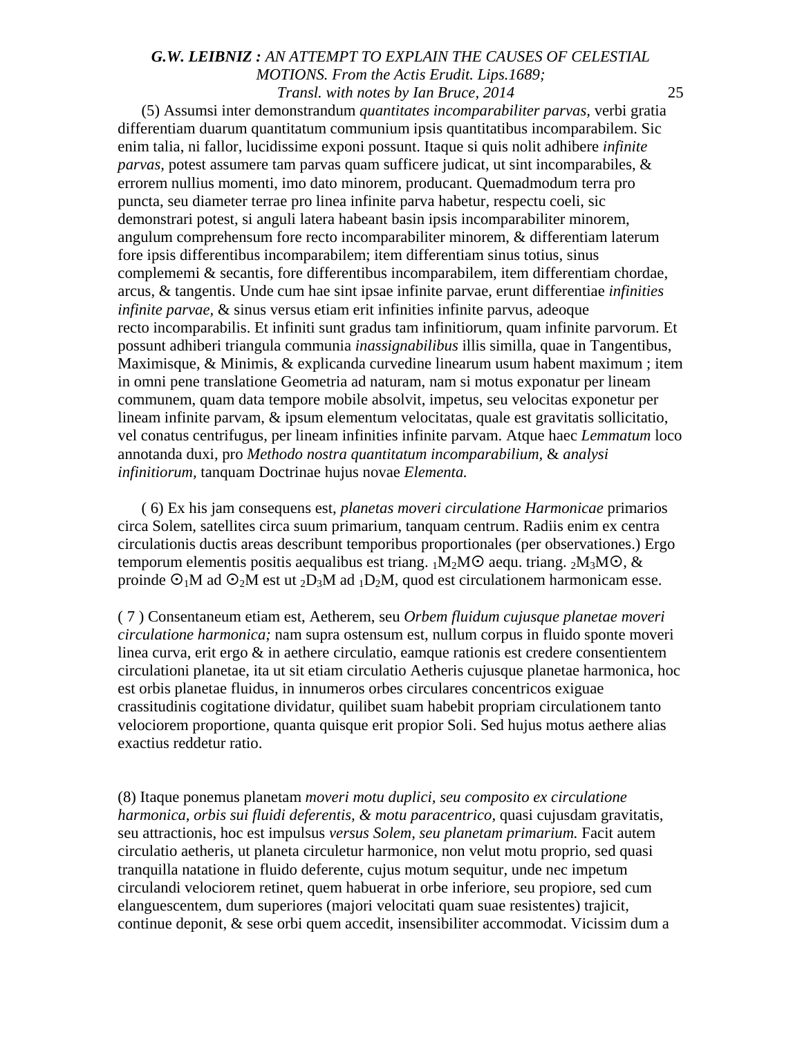(5) Assumsi inter demonstrandum *quantitates incomparabiliter parvas,* verbi gratia differentiam duarum quantitatum communium ipsis quantitatibus incomparabilem. Sic enim talia, ni fallor, lucidissime exponi possunt. Itaque si quis nolit adhibere *infinite parvas,* potest assumere tam parvas quam sufficere judicat, ut sint incomparabiles, & errorem nullius momenti, imo dato minorem, producant. Quemadmodum terra pro puncta, seu diameter terrae pro linea infinite parva habetur, respectu coeli, sic demonstrari potest, si anguli latera habeant basin ipsis incomparabiliter minorem, angulum comprehensum fore recto incomparabiliter minorem, & differentiam laterum fore ipsis differentibus incomparabilem; item differentiam sinus totius, sinus complememi & secantis, fore differentibus incomparabilem, item differentiam chordae, arcus, & tangentis. Unde cum hae sint ipsae infinite parvae, erunt differentiae *infinities infinite parvae,* & sinus versus etiam erit infinities infinite parvus, adeoque recto incomparabilis. Et infiniti sunt gradus tam infinitiorum, quam infinite parvorum. Et possunt adhiberi triangula communia *inassignabilibus* illis simlla, quae in Tangentibus, Maximisque, & Minimis, & explicanda curvedine linearum usum habent maximum ; item in omni pene translatione Geometria ad naturam, nam si motus exponatur per lineam communem, quam data tempore mobile absolvit, impetus, seu velocitas exponetur per lineam infinite parvam, & ipsum elementum velocitatas, quale est gravitatis sollicitatio, vel conatus centrifugus, per lineam infinities infinite parvam. Atque haec *Lemmatum* loco annotanda duxi, pro *Methodo nostra quantitatum incomparabilium,* & *analysi infinitiorum,* tanquam Doctrinae hujus novae *Elementa.*

( 6) Ex his jam consequens est, *planetas moveri circulatione Harmonicae* primarios circa Solem, satellites circa suum primarium, tanquam centrum. Radiis enim ex centra circulationis ductis areas describunt temporibus proportionales (per observationes.) Ergo temporum elementis positis aequalibus est triang. ${}_1M_2M\odot$ aequ. triang. ${}_2M_3M\odot$, & proinde $\odot_1M$ ad $\odot_2M$ est ut ${}_2D_3M$ ad ${}_1D_2M$, quod est circulationem harmonicam esse.

( 7 ) Consentaneum etiam est, Aetherem, seu *Orbem fluidum cujusque planetae moveri circulatione harmonica;* nam supra ostensum est, nullum corpus in fluido sponte moveri linea curva, erit ergo & in aethere circulatio, eamque rationis est credere consentientem circulationi planetae, ita ut sit etiam circulatio Aetheris cujusque planetae harmonica, hoc est orbis planetae fluidus, in innumeros orbes circulares concentricos exiguae crassitudinis cogitatione dividatur, quilibet suam habebit propriam circulationem tanto velociorem proportione, quanta quisque erit propior Soli. Sed hujus motus aethere alias exactius reddetur ratio.

(8) Itaque ponemus planetam *moveri motu duplici, seu composito ex circulatione harmonica, orbis sui fluidi deferentis, & motu paracentrico,* quasi cujusdam gravitatis, seu attractionis, hoc est impulsus *versus Solem, seu planetam primarium.* Facit autem circulatio aetheris, ut planeta circuletur harmonice, non velut motu proprio, sed quasi tranquilla natatione in fluido deferente, cujus motum sequitur, unde nec impetum circulandi velociorem retinet, quem habuerat in orbe inferiore, seu propiore, sed cum elanguescentem, dum superiores (majori velocitati quam suae resistentes) trajicit, continue deponit, & sese orbi quem accedit, insensibiliter accommodat. Vicissim dum a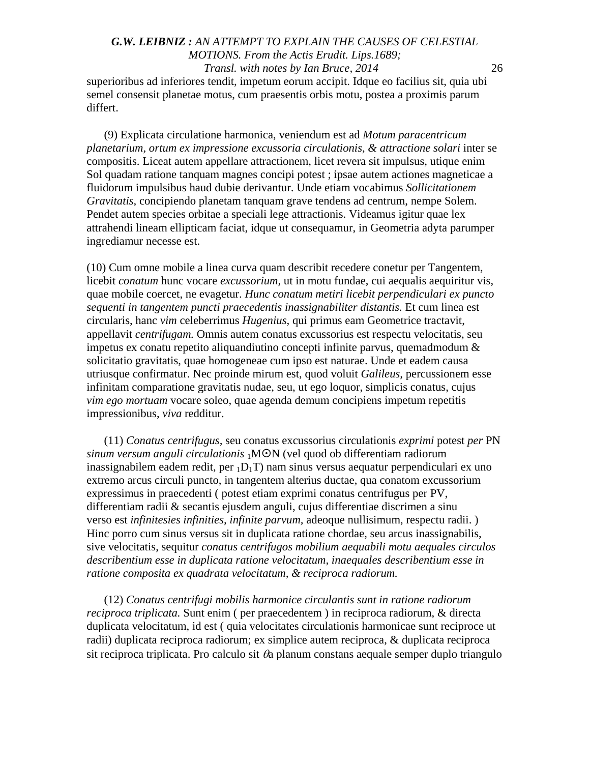superioribus ad inferiores tendit, impetum eorum accipit. Idque eo facilius sit, quia ubi semel consensit planetae motus, cum praesentis orbis motu, postea a proximis parum differt.

(9) Explicata circulatione harmonica, veniendum est ad *Motum paracentricum planetarium, ortum ex impressione excussoria circulationis, & attractione solari* inter se compositis. Liceat autem appellare attractionem, licet revera sit impulsus, utique enim Sol quadam ratione tanquam magnes concipi potest ; ipsae autem actiones magneticae a fluidorum impulsibus haud dubie derivantur. Unde etiam vocabimus *Sollicitationem Gravitatis,* concipiendo planetam tanquam grave tendens ad centrum, nempe Solem. Pendet autem species orbitae a speciali lege attractionis. Videamus igitur quae lex attrahendi lineam ellipticam faciat, idque ut consequamur, in Geometria adyta parumper ingrediamur necesse est.

(10) Cum omne mobile a linea curva quam describit recedere conetur per Tangentem, licebit *conatum* hunc vocare *excussorium,* ut in motu fundae, cui aequalis aequiritur vis, quae mobile coercet, ne evagetur. *Hunc conatum metiri licebit perpendiculari ex puncto sequenti in tangentem puncti praecedentis inassignabiliter distantis.* Et cum linea est circularis, hanc *vim* celeberrimus *Hugenius,* qui primus eam Geometrice tractavit, appellavit *centrifugam.* Omnis autem conatus excussorius est respectu velocitatis, seu impetus ex conatu repetito aliquandiutino concepti infinite parvus, quemadmodum & solicitatio gravitatis, quae homogeneae cum ipso est naturae. Unde et eadem causa utriusque confirmatur. Nec proinde mirum est, quod voluit *Galileus,* percussionem esse infinitam comparatione gravitatis nudae, seu, ut ego loquor, simplicis conatus, cujus *vim ego mortuam* vocare soleo, quae agenda demum concipiens impetum repetitis impressionibus, *viva* redditur.

(11) *Conatus centrifugus,* seu conatus excussorius circulationis *exprimi* potest *per* PN *sinum versum anguli circulationis* $_1M\odot N$ (vel quod ob differentiam radiorum inassignabilem eadem redit, per $_1D_1T$) nam sinus versus aequatur perpendiculari ex uno extremo arcus circuli puncto, in tangentem alterius ductae, qua conatom excussorium expressimus in praecedenti ( potest etiam exprimi conatus centrifugus per PV, differentiam radii & secantis ejusdem anguli, cujus differentiae discrimen a sinu verso est *infinitesies infinities, infinite parvum,* adeoque nullisimum, respectu radii. ) Hinc porro cum sinus versus sit in duplicata ratione chordae, seu arcus inassignabilis, sive velocitatis, sequitur *conatus centrifugos mobilium aequabili motu aequales circulos describentium esse in duplicata ratione velocitatum, inaequales describentium esse in ratione composita ex quadrata velocitatum, & reciproca radiorum.*

(12) *Conatus centrifugi mobilis harmonice circulantis sunt in ratione radiorum reciproca triplicata.* Sunt enim ( per praecedentem ) in reciproca radiorum, & directa duplicata velocitatum, id est ( quia velocitates circulationis harmonicae sunt reciproce ut radii) duplicata reciproca radiorum; ex simplice autem reciproca, & duplicata reciproca sit reciproca triplicata. Pro calculo sit $\theta a$ planum constans aequale semper duplo triangulo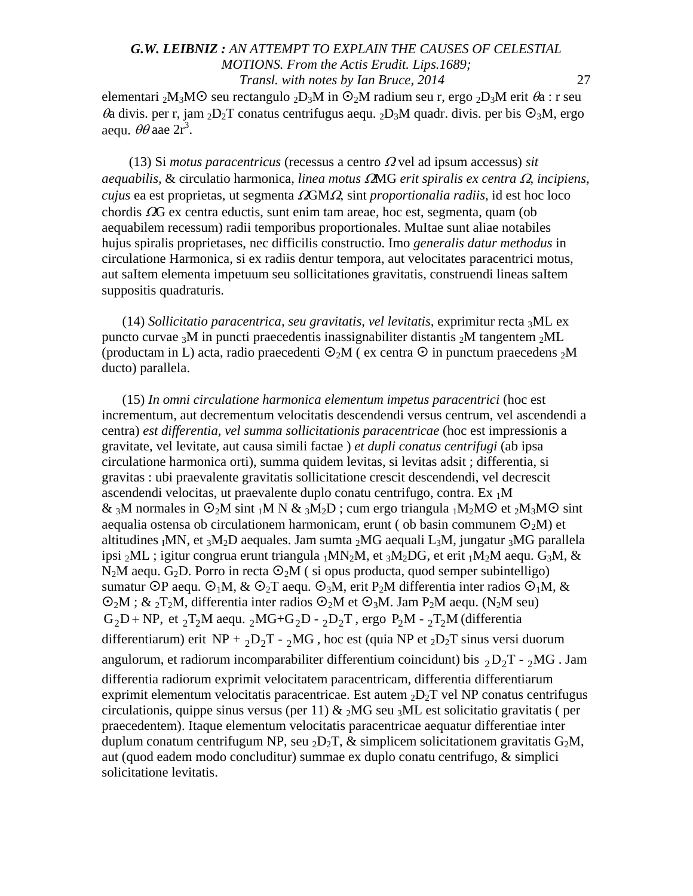elementari $_2M_3M\odot$ seu rectangulo $_2D_3M$ in $\odot_2M$ radium seu r, ergo $_2D_3M$ erit $\theta a$ : r seu $\theta a$ divis. per r, jam $_2D_2T$ conatus centrifugus aequ. $_2D_3M$ quadr. divis. per bis $\odot_3M$, ergo aequ. $\theta\theta$ aae $2r^3$.

(13) Si *motus paracentricus* (recessus a centro $\Omega$ vel ad ipsum accessus) *sit aequabilis,* & circulatio harmonica, *linea motus* $\Omega$MG *erit spiralis ex centra* $\Omega$, *incipiens, cujus* ea est proprietas, ut segmenta $\Omega$GM$\Omega$, sint *proportionalia radiis,* id est hoc loco chordis $\Omega$G ex centra eductis, sunt enim tam areae, hoc est, segmenta, quam (ob aequabilem recessum) radii temporibus proportionales. MuItae sunt aliae notabiles hujus spiralis proprietases, nec difficilis constructio. Imo *generalis datur methodus* in circulatione Harmonica, si ex radiis dentur tempora, aut velocitates paracentrici motus, aut saItem elementa impetuum seu sollicitationes gravitatis, construendi lineas saItem suppositis quadraturis.

(14) *Sollicitatio paracentrica, seu gravitatis, vel levitatis,* exprimitur recta $_3ML$ ex puncto curvae $_3M$ in puncti praecedentis inassignabiliter distantis $_2M$ tangentem $_2ML$ (productam in L) acta, radio praecedenti $\odot_2M$ ( ex centra $\odot$ in punctum praecedens $_2M$ ducto) parallela.

(15) *In omni circulatione harmonica elementum impetus paracentrici* (hoc est incrementum, aut decrementum velocitatis descendendi versus centrum, vel ascendendi a centra) *est differentia, vel summa sollicitationis paracentricae* (hoc est impressionis a gravitate, vel levitate, aut causa simili factae ) *et dupli conatus centrifugi* (ab ipsa circulatione harmonica orti), summa quidem levitas, si levitas adsit ; differentia, si gravitas : ubi praevalente gravitatis sollicitatione crescit descendendi, vel decrescit ascendendi velocitas, ut praevalente duplo conatu centrifugo, contra. Ex $_1M$ & $_3M$ normales in $\odot_2M$ sint $_1M$ N & $_3M_2D$ ; cum ergo triangula $_1M_2M\odot$ et $_2M_3M\odot$ sint aequalia ostensa ob circulationem harmonicam, erunt ( ob basin communem $\odot_2M$) et altitudines $_1MN$, et $_3M_2D$ aequales. Jam sumta $_2MG$ aequali $L_3M$, jungatur $_3MG$ parallela ipsi $_2ML$ ; igitur congrua erunt triangula $_1MN_2M$, et $_3M_2DG$, et erit $_1M_2M$ aequ. $G_3M$, & $N_2M$ aequ. $G_2D$. Porro in recta $\odot_2M$ ( si opus producta, quod semper subintelligo) sumatur $\odot P$ aequ. $\odot_1M$, & $\odot_2T$ aequ. $\odot_3M$, erit $P_2M$ differentia inter radios $\odot_1M$, & $\odot_2M$ ; & $_2T_2M$, differentia inter radios $\odot_2M$ et $\odot_3M$. Jam $P_2M$ aequ. ($N_2M$ seu) $G_2D + NP$, et $_2T_2M$ aequ. $_2MG+G_2D - {}_2D_2T$ , ergo $P_2M - {}_2T_2M$ (differentia differentiarum) erit $NP + {}_2D_2T - {}_2MG$ , hoc est (quia NP et $_2D_2T$ sinus versi duorum angulorum, et radiorum incomparabiliter differentium coincidunt) bis $_2D_2T - {}_2MG$ . Jam differentia radiorum exprimit velocitatem paracentricam, differentia differentiarum exprimit elementum velocitatis paracentricae. Est autem $_2D_2T$ vel NP conatus centrifugus circulationis, quippe sinus versus (per 11) & $_2MG$ seu $_3ML$ est solicitatio gravitatis ( per praecedentem). Itaque elementum velocitatis paracentricae aequatur differentiae inter duplum conatum centrifugum NP, seu $_2D_2T$, & simplicem solicitationem gravitatis $G_2M$, aut (quod eadem modo concluditur) summae ex duplo conatu centrifugo, & simplici solicitatione levitatis.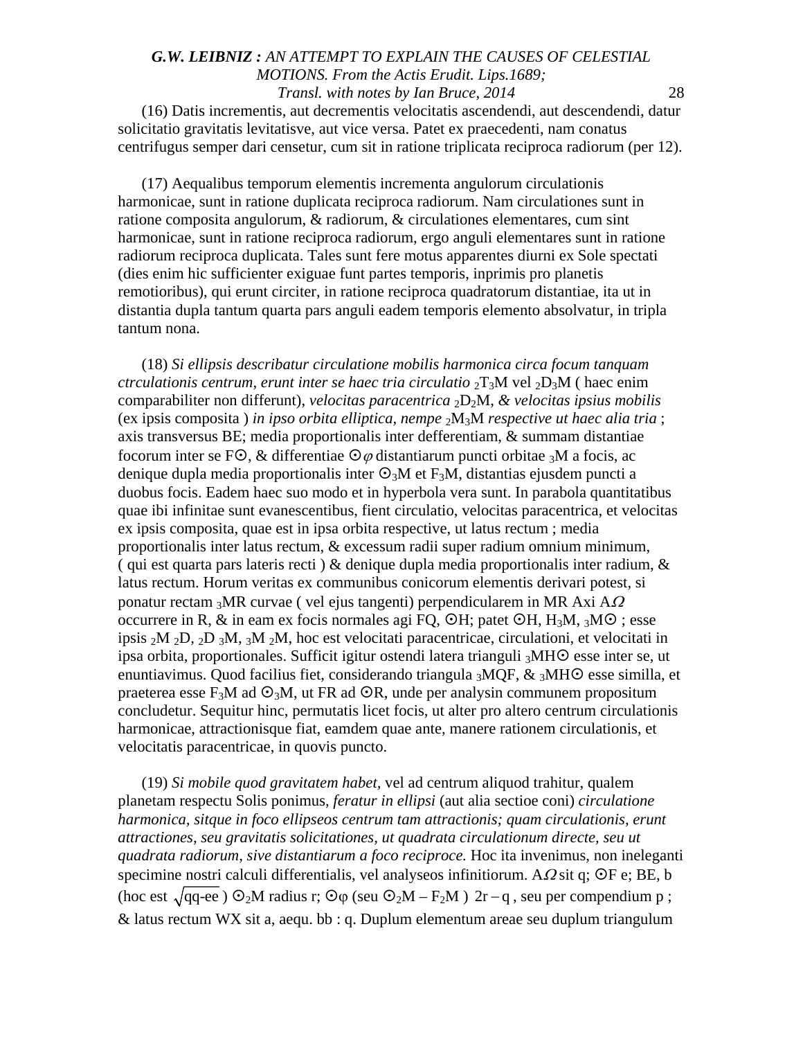(16) Datis incrementis, aut decrementis velocitatis ascendendi, aut descendendi, datur solicitatio gravitatis levitatisve, aut vice versa. Patet ex praecedenti, nam conatus centrifugus semper dari censetur, cum sit in ratione triplicata reciproca radiorum (per 12).

(17) Aequalibus temporum elementis incrementa angulorum circulationis harmonicae, sunt in ratione duplicata reciproca radiorum. Nam circulationes sunt in ratione composita angulorum, & radiorum, & circulationes elementares, cum sint harmonicae, sunt in ratione reciproca radiorum, ergo anguli elementares sunt in ratione radiorum reciproca duplicata. Tales sunt fere motus apparentes diurni ex Sole spectati (dies enim hic sufficienter exiguae funt partes temporis, inprimis pro planetis remotioribus), qui erunt circiter, in ratione reciproca quadratorum distantiae, ita ut in distantia dupla tantum quarta pars anguli eadem temporis elemento absolvatur, in tripla tantum nona.

(18) *Si ellipsis describatur circulatione mobilis harmonica circa focum tanquam ctrculationis centrum, erunt inter se haec tria circulatio* ${}_2T_3M$ vel ${}_2D_3M$ ( haec enim comparabiliter non differunt), *velocitas paracentrica* ${}_2D_2M$, *& velocitas ipsius mobilis* (ex ipsis composita ) *in ipso orbita elliptica, nempe* ${}_2M_3M$ *respective ut haec alia tria* ; axis transversus BE; media proportionalis inter defferentiam, & summam distantiae focorum inter se F$\odot$, & differentiae $\odot\varphi$ distantiarum puncti orbitae ${}_3M$ a focis, ac denique dupla media proportionalis inter $\odot_3M$ et $F_3M$, distantias ejusdem puncti a duobus focis. Eadem haec suo modo et in hyperbola vera sunt. In parabola quantitatibus quae ibi infinitae sunt evanescentibus, fient circulatio, velocitas paracentrica, et velocitas ex ipsis composita, quae est in ipsa orbita respective, ut latus rectum ; media proportionalis inter latus rectum, & excessum radii super radium omnium minimum, ( qui est quarta pars lateris recti ) & denique dupla media proportionalis inter radium, & latus rectum. Horum veritas ex communibus conicorum elementis derivari potest, si ponatur rectam ${}_3MR$ curvae ( vel ejus tangenti) perpendicularem in MR Axi A$\Omega$ occurrere in R, & in eam ex focis normales agi FQ, $\odot$H; patet $\odot$H, $H_3M$, ${}_3M\odot$ ; esse ipsis ${}_2M$ ${}_2D$, ${}_2D$ ${}_3M$, ${}_3M$ ${}_2M$, hoc est velocitati paracentricae, circulationi, et velocitati in ipsa orbita, proportionales. Sufficit igitur ostendi latera trianguli ${}_3MH\odot$ esse inter se, ut enuntiavimus. Quod facilius fiet, considerando triangula ${}_3MQF$, & ${}_3MH\odot$ esse simílla, et praeterea esse $F_3M$ ad $\odot_3M$, ut FR ad $\odot$R, unde per analysin communem propositum concludetur. Sequitur hinc, permutatis licet focis, ut alter pro altero centrum circulationis harmonicae, attractionisque fiat, eamdem quae ante, manere rationem circulationis, et velocitatis paracentricae, in quovis puncto.

(19) *Si mobile quod gravitatem habet*, vel ad centrum aliquod trahitur, qualem planetam respectu Solis ponimus, *feratur in ellipsi* (aut alia sectioe coni) *circulatione harmonica, sitque in foco ellipseos centrum tam attractionis; quam circulationis, erunt attractiones, seu gravitatis solicitationes, ut quadrata circulationum directe, seu ut quadrata radiorum, sive distantiarum a foco reciproce.* Hoc ita invenimus, non ineleganti specimine nostri calculi differentialis, vel analyseos infinitiorum. A$\Omega$ sit q; $\odot$F e; BE, b (hoc est $\sqrt{qq\text{-}ee}$ ) $\odot_2M$ radius r; $\odot\varphi$ (seu $\odot_2M - F_2M$ ) $2r - q$ , seu per compendium p ; & latus rectum WX sit a, aequ. bb : q. Duplum elementum areae seu duplum triangulum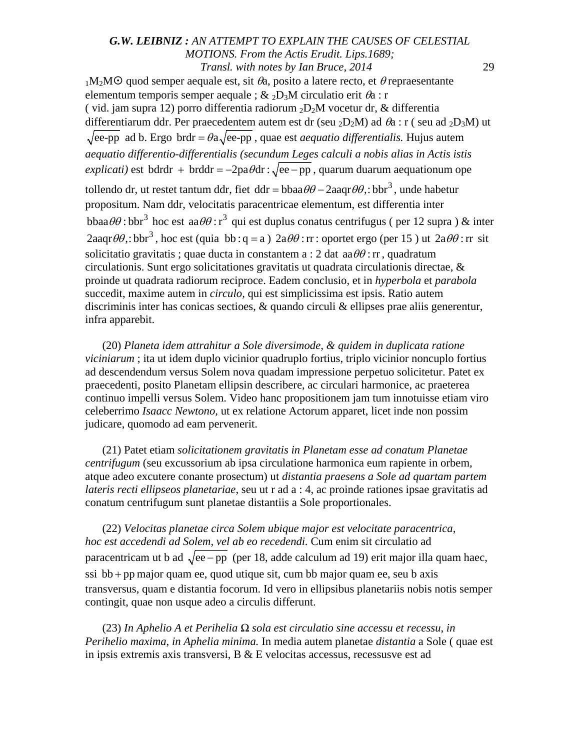$_1M_2M\odot$ quod semper aequale est, sit $\theta$a, posito a latere recto, et $\theta$ repraesentante elementum temporis semper aequale ; & $_2D_3M$ circulatio erit $\theta a : r$ ( vid. jam supra 12) porro differentia radiorum $_2D_2M$ vocetur dr, & differentia differentiarum ddr. Per praecedentem autem est dr (seu $_2D_2M$) ad $\theta a : r$ ( seu ad $_2D_3M$) ut $\sqrt{ee\text{-}pp}$ ad b. Ergo $brdr = \theta a\sqrt{ee\text{-}pp}$, quae est *aequatio differentialis.* Hujus autem *aequatio differentio-differentialis (secundum Leges calculi a nobis alias in Actis istis explicati)* est $bdrdr + brddr = -2pa\theta dr : \sqrt{ee-pp}$, quarum duarum aequationum ope tollendo dr, ut restet tantum ddr, fiet $ddr = bbaa\theta\theta - 2aaqr\theta\theta,: bbr^3$, unde habetur propositum. Nam ddr, velocitatis paracentricae elementum, est differentia inter $bbaa\theta\theta : bbr^3$ hoc est $aa\theta\theta : r^3$ qui est duplus conatus centrifugus ( per 12 supra ) & inter $2aaqr\theta\theta,: bbr^3$, hoc est (quia $bb : q = a$ ) $2a\theta\theta : rr$ : oportet ergo (per 15 ) ut $2a\theta\theta : rr$ sit solicitatio gravitatis ; quae ducta in constantem a : 2 dat $aa\theta\theta : rr$, quadratum circulationis. Sunt ergo solicitationes gravitatis ut quadrata circulationis directae, & proinde ut quadrata radiorum reciproce. Eadem conclusio, et in *hyperbola* et *parabola* succedit, maxime autem in *circulo,* qui est simplicissima est ipsis. Ratio autem discriminis inter has conicas sectioes, & quando circuli & ellipses prae aliis generentur, infra apparebit.

(20) *Planeta idem attrahitur a Sole diversimode, & quidem in duplicata ratione viciniarum* ; ita ut idem duplo vicinior quadruplo fortius, triplo vicinior noncuplo fortius ad descendendum versus Solem nova quadam impressione perpetuo solicitetur. Patet ex praecedenti, posito Planetam ellipsin describere, ac circulari harmonice, ac praeterea continuo impelli versus Solem. Video hanc propositionem jam tum innotuisse etiam viro celeberrimo *Isaacc Newtono,* ut ex relatione Actorum apparet, licet inde non possim judicare, quomodo ad eam pervenerit.

(21) Patet etiam *solicitationem gravitatis in Planetam esse ad conatum Planetae centrifugum* (seu excussorium ab ipsa circulatione harmonica eum rapiente in orbem, atque adeo excutere conante prosectum) ut *distantia praesens a Sole ad quartam partem lateris recti ellipseos planetariae,* seu ut r ad a : 4, ac proinde rationes ipsae gravitatis ad conatum centrifugum sunt planetae distantiis a Sole proportionales.

(22) *Velocitas planetae circa Solem ubique major est velocitate paracentrica, hoc est accedendi ad Solem, vel ab eo recedendi.* Cum enim sit circulatio ad paracentricam ut b ad $\sqrt{ee-pp}$ (per 18, adde calculum ad 19) erit major illa quam haec, ssi $bb + pp$ major quam ee, quod utique sit, cum bb major quam ee, seu b axis transversus, quam e distantia focorum. Id vero in ellipsibus planetariis nobis notis semper contingit, quae non usque adeo a circulis differunt.

(23) *In Aphelio A et Perihelia Ω sola est circulatio sine accessu et recessu, in Perihelio maxima, in Aphelia minima.* In media autem planetae *distantia* a Sole ( quae est in ipsis extremis axis transversi, B & E velocitas accessus, recessusve est ad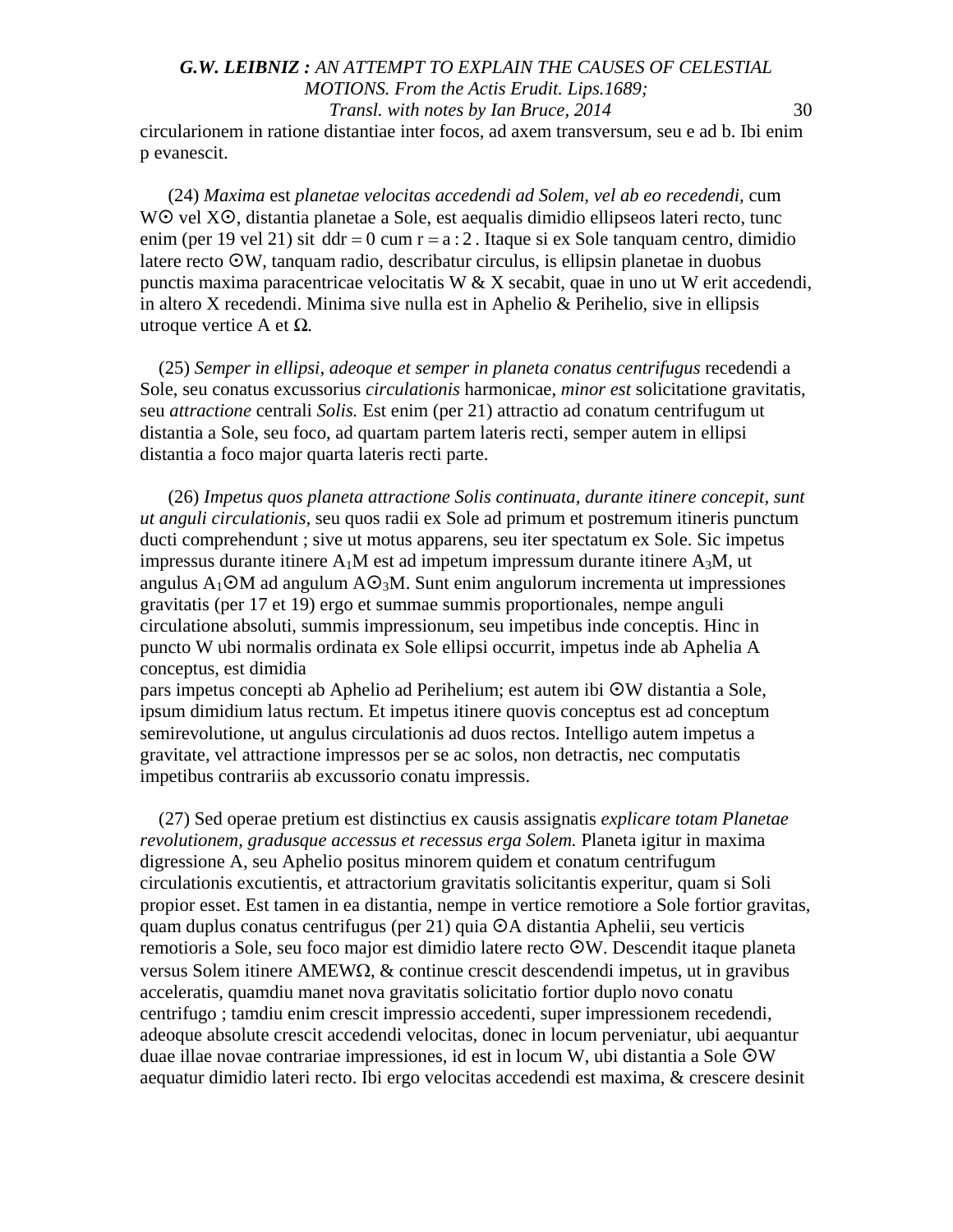circularionem in ratione distantiae inter focos, ad axem transversum, seu e ad b. Ibi enim p evanescit.

(24) *Maxima* est *planetae velocitas accedendi ad Solem, vel ab eo recedendi,* cum W⊙ vel X⊙, distantia planetae a Sole, est aequalis dimidio ellipseos lateri recto, tunc enim (per 19 vel 21) sit $ddr = 0$ cum $r = a : 2$ . Itaque si ex Sole tanquam centro, dimidio latere recto ⊙W, tanquam radio, describatur circulus, is ellipsin planetae in duobus punctis maxima paracentricae velocitatis W & X secabit, quae in uno ut W erit accedendi, in altero X recedendi. Minima sive nulla est in Aphelio & Perihelio, sive in ellipsis utroque vertice A et Ω.

(25) *Semper in ellipsi, adeoque et semper in planeta conatus centrifugus* recedendi a Sole, seu conatus excussorius *circulationis* harmonicae, *minor est* solicitatione gravitatis, seu *attractione* centrali *Solis.* Est enim (per 21) attractio ad conatum centrifugum ut distantia a Sole, seu foco, ad quartam partem lateris recti, semper autem in ellipsi distantia a foco major quarta lateris recti parte.

(26) *Impetus quos planeta attractione Solis continuata, durante itinere concepit, sunt ut anguli circulationis,* seu quos radii ex Sole ad primum et postremum itineris punctum ducti comprehendunt ; sive ut motus apparens, seu iter spectatum ex Sole. Sic impetus impressus durante itinere $A_1M$ est ad impetum impressum durante itinere $A_3M$, ut angulus $A_1$⊙M ad angulum A$⊙_3$M. Sunt enim angulorum incrementa ut impressiones gravitatis (per 17 et 19) ergo et summae summis proportionales, nempe anguli circulatione absoluti, summis impressionum, seu impetibus inde conceptis. Hinc in puncto W ubi normalis ordinata ex Sole ellipsi occurrit, impetus inde ab Aphelia A conceptus, est dimidia pars impetus concepti ab Aphelio ad Perihelium; est autem ibi ⊙W distantia a Sole, ipsum dimidium latus rectum. Et impetus itinere quovis conceptus est ad conceptum semirevolutione, ut angulus circulationis ad duos rectos. Intelligo autem impetus a gravitate, vel attractione impressos per se ac solos, non detractis, nec computatis impetibus contrariis ab excussorio conatu impressis.

(27) Sed operae pretium est distinctius ex causis assignatis *explicare totam Planetae revolutionem, gradusque accessus et recessus erga Solem.* Planeta igitur in maxima digressione A, seu Aphelio positus minorem quidem et conatum centrifugum circulationis excutientis, et attractorium gravitatis solicitantis experitur, quam si Soli propior esset. Est tamen in ea distantia, nempe in vertice remotiore a Sole fortior gravitas, quam duplus conatus centrifugus (per 21) quia ⊙A distantia Aphelii, seu verticis remotioris a Sole, seu foco major est dimidio latere recto ⊙W. Descendit itaque planeta versus Solem itinere AMEWΩ, & continue crescit descendendi impetus, ut in gravibus acceleratis, quamdiu manet nova gravitatis solicitatio fortior duplo novo conatu centrifugo ; tamdiu enim crescit impressio accedenti, super impressionem recedendi, adeoque absolute crescit accedendi velocitas, donec in locum perveniatur, ubi aequantur duae illae novae contrariae impressiones, id est in locum W, ubi distantia a Sole ⊙W aequatur dimidio lateri recto. Ibi ergo velocitas accedendi est maxima, & crescere desinit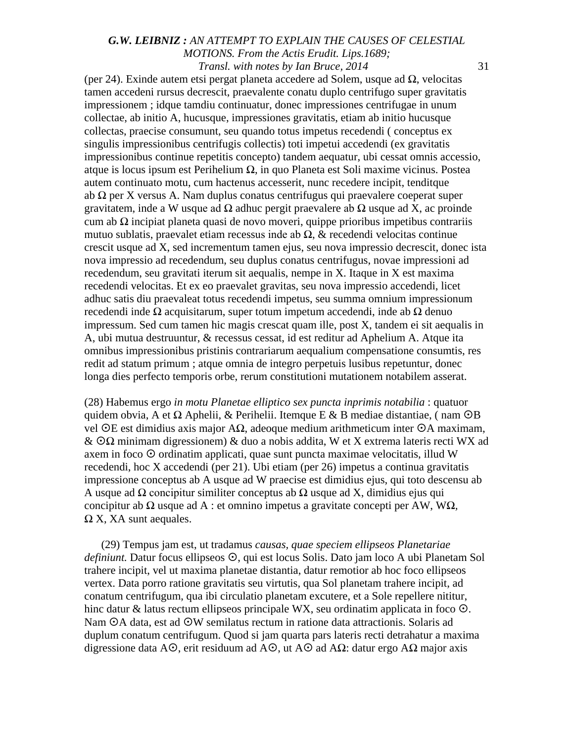(per 24). Exinde autem etsi pergat planeta accedere ad Solem, usque ad Ω, velocitas tamen accedeni rursus decrescit, praevalente conatu duplo centrifugo super gravitatis impressionem ; idque tamdiu continuatur, donec impressiones centrifugae in unum collectae, ab initio A, hucusque, impressiones gravitatis, etiam ab initio hucusque collectas, praecise consumunt, seu quando totus impetus recedendi ( conceptus ex singulis impressionibus centrifugis collectis) toti impetui accedendi (ex gravitatis impressionibus continue repetitis concepto) tandem aequatur, ubi cessat omnis accessio, atque is locus ipsum est Perihelium Ω, in quo Planeta est Soli maxime vicinus. Postea autem continuato motu, cum hactenus accesserit, nunc recedere incipit, tenditque ab Ω per X versus A. Nam duplus conatus centrifugus qui praevalere coeperat super gravitatem, inde a W usque ad Ω adhuc pergit praevalere ab Ω usque ad X, ac proinde cum ab Ω incipiat planeta quasi de novo moveri, quippe prioribus impetibus contrariis mutuo sublatis, praevalet etiam recessus inde ab Ω, & recedendi velocitas continue crescit usque ad X, sed incrementum tamen ejus, seu nova impressio decrescit, donec ista nova impressio ad recedendum, seu duplus conatus centrifugus, novae impressioni ad recedendum, seu gravitati iterum sit aequalis, nempe in X. Itaque in X est maxima recedendi velocitas. Et ex eo praevalet gravitas, seu nova impressio accedendi, licet adhuc satis diu praevaleat totus recedendi impetus, seu summa omnium impressionum recedendi inde Ω acquisitarum, super totum impetum accedendi, inde ab Ω denuo impressum. Sed cum tamen hic magis crescat quam ille, post X, tandem ei sit aequalis in A, ubi mutua destruuntur, & recessus cessat, id est reditur ad Aphelium A. Atque ita omnibus impressionibus pristinis contrariarum aequalium compensatione consumtis, res redit ad statum primum ; atque omnia de integro perpetuis lusibus repetuntur, donec longa dies perfecto temporis orbe, rerum constitutioni mutationem notabilem asserat.

(28) Habemus ergo *in motu Planetae elliptico sex puncta inprimis notabilia* : quatuor quidem obvia, A et Ω Aphelii, & Perihelii. Itemque E & B mediae distantiae, ( nam ⊙B vel ⊙E est dimidius axis major AΩ, adeoque medium arithmeticum inter ⊙A maximam, & ⊙Ω minimam digressionem) & duo a nobis addita, W et X extrema lateris recti WX ad axem in foco ⊙ ordinatim applicati, quae sunt puncta maximae velocitatis, illud W recedendi, hoc X accedendi (per 21). Ubi etiam (per 26) impetus a continua gravitatis impressione conceptus ab A usque ad W praecise est dimidius ejus, qui toto descensu ab A usque ad Ω concipitur similiter conceptus ab Ω usque ad X, dimidius ejus qui concipitur ab Ω usque ad A : et omnino impetus a gravitate concepti per AW, WΩ, Ω X, XA sunt aequales.

(29) Tempus jam est, ut tradamus *causas, quae speciem ellipseos Planetariae definiunt.* Datur focus ellipseos ⊙, qui est locus Solis. Dato jam loco A ubi Planetam Sol trahere incipit, vel ut maxima planetae distantia, datur remotior ab hoc foco ellipseos vertex. Data porro ratione gravitatis seu virtutis, qua Sol planetam trahere incipit, ad conatum centrifugum, qua ibi circulatio planetam excutere, et a Sole repellere nititur, hinc datur & latus rectum ellipseos principale WX, seu ordinatim applicata in foco ⊙. Nam ⊙A data, est ad ⊙W semilatus rectum in ratione data attractionis. Solaris ad duplum conatum centrifugum. Quod si jam quarta pars lateris recti detrahatur a maxima digressione data A⊙, erit residuum ad A⊙, ut A⊙ ad AΩ: datur ergo AΩ major axis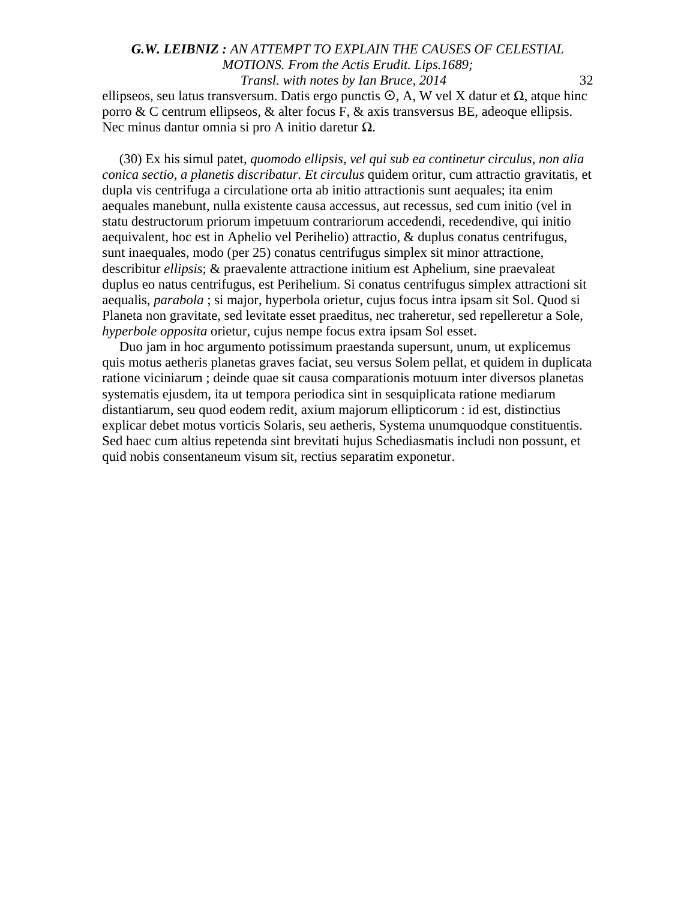ellipseos, seu latus transversum. Datis ergo punctis ☉, A, W vel X datur et Ω, atque hinc porro & C centrum ellipseos, & alter focus F, & axis transversus BE, adeoque ellipsis. Nec minus dantur omnia si pro A initio daretur Ω.

(30) Ex his simul patet, *quomodo ellipsis, vel qui sub ea continetur circulus, non alia conica sectio, a planetis discribatur. Et circulus* quidem oritur, cum attractio gravitatis, et dupla vis centrifuga a circulatione orta ab initio attractionis sunt aequales; ita enim aequales manebunt, nulla existente causa accessus, aut recessus, sed cum initio (vel in statu destructorum priorum impetuum contrariorum accedendi, recedendive, qui initio aequivalent, hoc est in Aphelio vel Perihelio) attractio, & duplus conatus centrifugus, sunt inaequales, modo (per 25) conatus centrifugus simplex sit minor attractione, describitur *ellipsis*; & praevalente attractione initium est Aphelium, sine praevaleat duplus eo natus centrifugus, est Perihelium. Si conatus centrifugus simplex attractioni sit aequalis, *parabola* ; si major, hyperbola orietur, cujus focus intra ipsam sit Sol. Quod si Planeta non gravitate, sed levitate esset praeditus, nec traheretur, sed repelleretur a Sole, *hyperbole opposita* orietur, cujus nempe focus extra ipsam Sol esset.

Duo jam in hoc argumento potissimum praestanda supersunt, unum, ut explicemus quis motus aetheris planetas graves faciat, seu versus Solem pellat, et quidem in duplicata ratione viciniarum ; deinde quae sit causa comparationis motuum inter diversos planetas systematis ejusdem, ita ut tempora periodica sint in sesquiplicata ratione mediarum distantiarum, seu quod eodem redit, axium majorum ellipticorum : id est, distinctius explicar debet motus vorticis Solaris, seu aetheris, Systema unumquodque constituentis. Sed haec cum altius repetenda sint brevitati hujus Schediasmatis includi non possunt, et quid nobis consentaneum visum sit, rectius separatim exponetur.